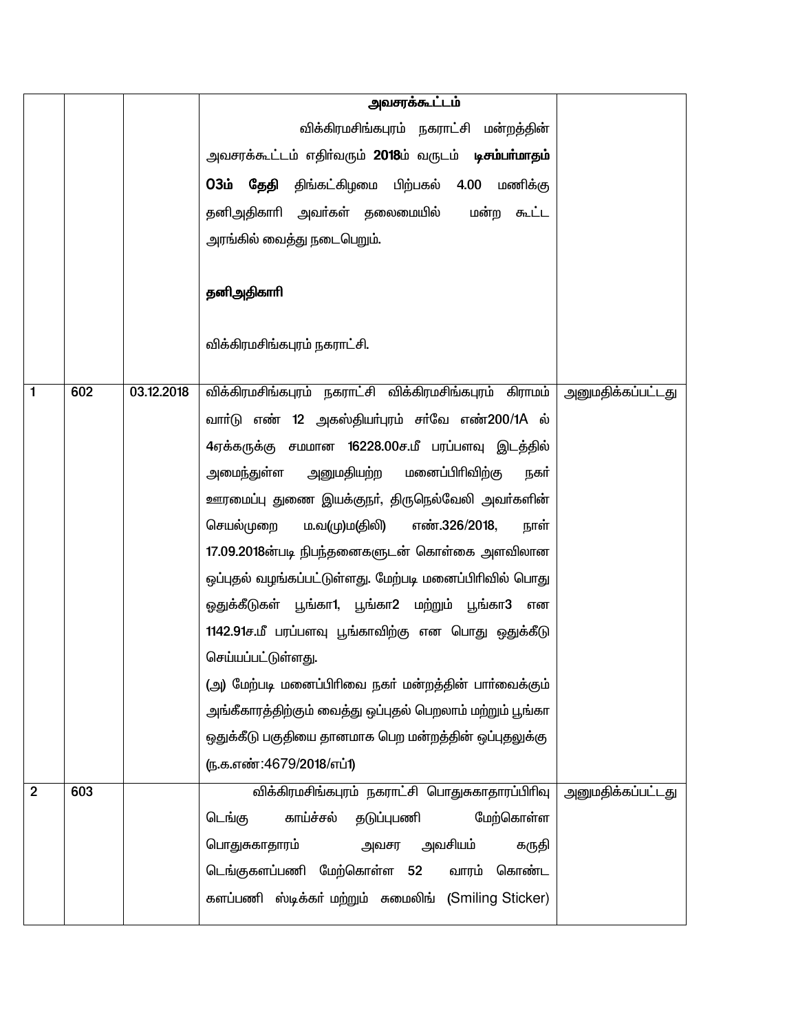| | | | | |
|---|---|---|---|---|
| | | | **அவசரக்கூட்டம்**<br>விக்கிரமசிங்கபுரம் நகராட்சி மன்றத்தின் அவசரக்கூட்டம் எதிர்வரும் **2018**ம் வருடம் **டிசம்பர்மாதம் 03ம் தேதி** திங்கட்கிழமை பிற்பகல் 4.00 மணிக்கு தனிஅதிகாரி அவர்கள் தலைமையில் மன்ற கூட்ட அரங்கில் வைத்து நடைபெறும்.<br><br>**தனிஅதிகாரி**<br><br>விக்கிரமசிங்கபுரம் நகராட்சி. | |
| 1 | 602 | 03.12.2018 | விக்கிரமசிங்கபுரம் நகராட்சி விக்கிரமசிங்கபுரம் கிராமம் வார்டு எண் 12 அகஸ்தியர்புரம் சர்வே எண்200/1A ல் 4ஏக்கருக்கு சமமான 16228.00ச.மீ பரப்பளவு இடத்தில் அமைந்துள்ள அனுமதியற்ற மனைப்பிரிவிற்கு நகர் ஊரமைப்பு துணை இயக்குநர், திருநெல்வேலி அவர்களின் செயல்முறை ம.வ(மு)ம(திலி) எண்.326/2018, நாள் 17.09.2018ன்படி நிபந்தனைகளுடன் கொள்கை அளவிலான ஒப்புதல் வழங்கப்பட்டுள்ளது. மேற்படி மனைப்பிரிவில் பொது ஒதுக்கீடுகள் பூங்கா1, பூங்கா2 மற்றும் பூங்கா3 என 1142.91ச.மீ பரப்பளவு பூங்காவிற்கு என பொது ஒதுக்கீடு செய்யப்பட்டுள்ளது.<br>(அ) மேற்படி மனைப்பிரிவை நகர் மன்றத்தின் பார்வைக்கும் அங்கீகாரத்திற்கும் வைத்து ஒப்புதல் பெறலாம் மற்றும் பூங்கா ஒதுக்கீடு பகுதியை தானமாக பெற மன்றத்தின் ஒப்புதலுக்கு<br>(ந.க.எண்:4679/2018/எப்1) | அனுமதிக்கப்பட்டது |
| 2 | 603 | | விக்கிரமசிங்கபுரம் நகராட்சி பொதுசுகாதாரப்பிரிவு டெங்கு காய்ச்சல் தடுப்புபணி மேற்கொள்ள பொதுசுகாதாரம் அவசர அவசியம் கருதி டெங்குகளப்பணி மேற்கொள்ள 52 வாரம் கொண்ட களப்பணி ஸ்டிக்கர் மற்றும் சுமைலிங் (Smiling Sticker) | அனுமதிக்கப்பட்டது |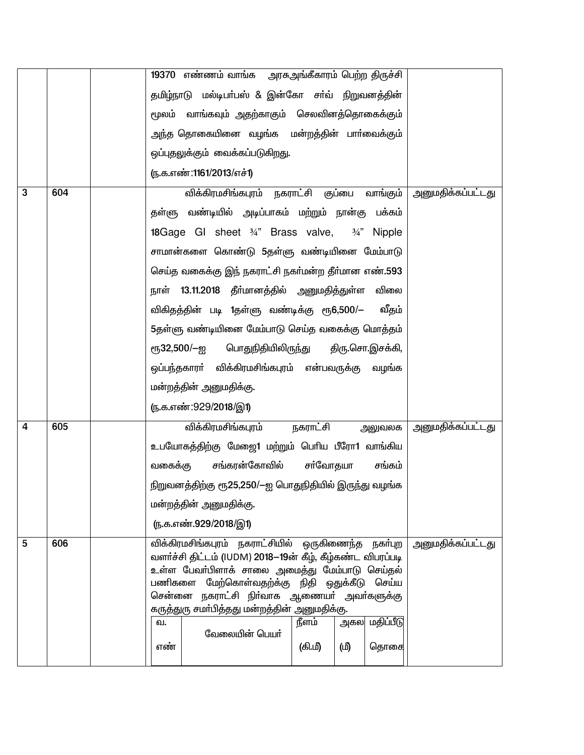|  |  |  |  |  |
|---|---|---|---|---|
|  |  |  | 19370 எண்ணம் வாங்க அரசுஅங்கீகாரம் பெற்ற திருச்சி தமிழ்நாடு மல்டிபர்பஸ் & இன்கோ சர்வ் நிறுவனத்தின் மூலம் வாங்கவும் அதற்காகும் செலவினத்தொகைக்கும் அந்த தொகையினை வழங்க மன்றத்தின் பார்வைக்கும் ஒப்புதலுக்கும் வைக்கப்படுகிறது.<br>(ந.க.எண்:1161/2013/எச்1) |  |
| 3 | 604 |  | விக்கிரமசிங்கபுரம் நகராட்சி குப்பை வாங்கும் தள்ளு வண்டியில் அடிப்பாகம் மற்றும் நான்கு பக்கம் 18Gage GI sheet ¾" Brass valve, ¾" Nipple சாமான்களை கொண்டு 5தள்ளு வண்டியினை மேம்பாடு செய்த வகைக்கு இந் நகராட்சி நகர்மன்ற தீர்மான எண்.593 நாள் 13.11.2018 தீர்மானத்தில் அனுமதித்துள்ள விலை விகிதத்தின் படி 1தள்ளு வண்டிக்கு ரூ6,500/– வீதம் 5தள்ளு வண்டியினை மேம்பாடு செய்த வகைக்கு மொத்தம் ரூ32,500/–ஐ பொதுநிதியிலிருந்து திரு.சொ.இசக்கி, ஒப்பந்தகாரர் விக்கிரமசிங்கபுரம் என்பவருக்கு வழங்க மன்றத்தின் அனுமதிக்கு.<br>(ந.க.எண்:929/2018/இ1) | அனுமதிக்கப்பட்டது |
| 4 | 605 |  | விக்கிரமசிங்கபுரம் நகராட்சி அலுவலக உபயோகத்திற்கு மேஜை1 மற்றும் பெரிய பீரோ1 வாங்கிய வகைக்கு சங்கரன்கோவில் சர்வோதயா சங்கம் நிறுவனத்திற்கு ரூ25,250/–ஐ பொதுநிதியில் இருந்து வழங்க மன்றத்தின் அனுமதிக்கு.<br>(ந.க.எண்.929/2018/இ1) | அனுமதிக்கப்பட்டது |
| 5 | 606 |  | விக்கிரமசிங்கபுரம் நகராட்சியில் ஒருகிணைந்த நகர்புற வளர்ச்சி திட்டம் (IUDM) 2018–19ன் கீழ், கீழ்கண்ட விபரப்படி உள்ள பேவர்பிளாக் சாலை அமைத்து மேம்பாடு செய்தல் பணிகளை மேற்கொள்வதற்கு நிதி ஒதுக்கீடு செய்ய சென்னை நகராட்சி நிர்வாக ஆணையர் அவர்களுக்கு கருத்துரு சமர்பித்தது மன்றத்தின் அனுமதிக்கு. | அனுமதிக்கப்பட்டது |

| வ. எண் | வேலையின் பெயர் | நீளம் (கி.மீ) | அகல (மீ) | மதிப்பீடு தொகை |
|---|---|---|---|---|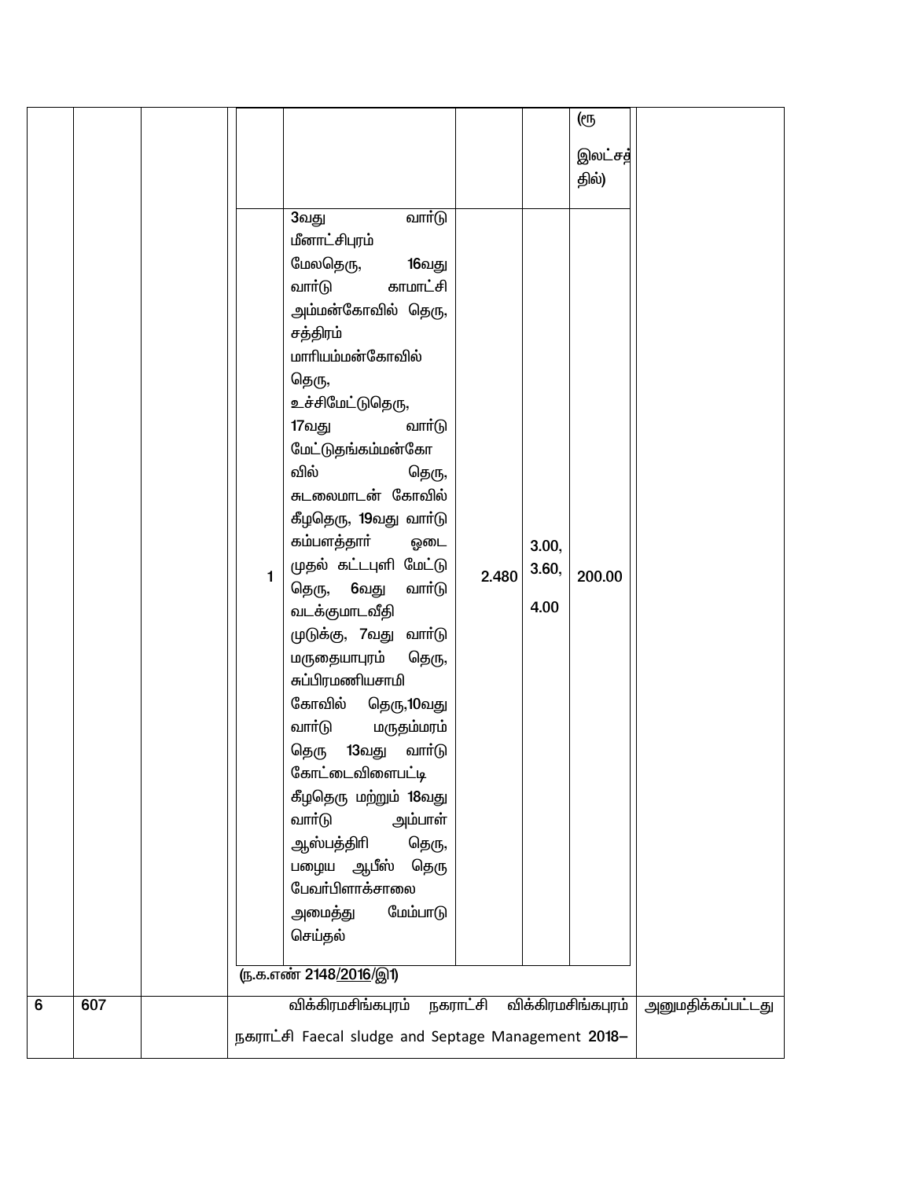| | | | |
|---|---|---|---|
| | | | <table><tr><td></td><td></td><td></td><td></td><td>(ரூ இலட்சத்தில்)</td></tr><tr><td>1</td><td>3வது வார்டு மீனாட்சிபுரம் மேலதெரு, 16வது வார்டு காமாட்சி அம்மன்கோவில் தெரு, சத்திரம் மாரியம்மன்கோவில் தெரு, உச்சிமேட்டுதெரு, 17வது வார்டு மேட்டுதங்கம்மன்கோவில் தெரு, சுடலைமாடன் கோவில் கீழதெரு, 19வது வார்டு கம்பளத்தார் ஓடை முதல் கட்டபுளி மேட்டு தெரு, 6வது வார்டு வடக்குமாடவீதி முடுக்கு, 7வது வார்டு மருதையாபுரம் தெரு, சுப்பிரமணியசாமி கோவில் தெரு,10வது வார்டு மருதம்மரம் தெரு 13வது வார்டு கோட்டைவிளைபட்டி கீழதெரு மற்றும் 18வது வார்டு அம்பாள் ஆஸ்பத்திரி தெரு, பழைய ஆபீஸ் தெரு பேவர்பிளாக்சாலை அமைத்து மேம்பாடு செய்தல்</td><td>2.480</td><td>3.00, 3.60, 4.00</td><td>200.00</td></tr></table> (ந.க.எண் 2148/2016/இ1) |
| 6 | 607 | | விக்கிரமசிங்கபுரம் நகராட்சி விக்கிரமசிங்கபுரம் நகராட்சி Faecal sludge and Septage Management 2018– | அனுமதிக்கப்பட்டது |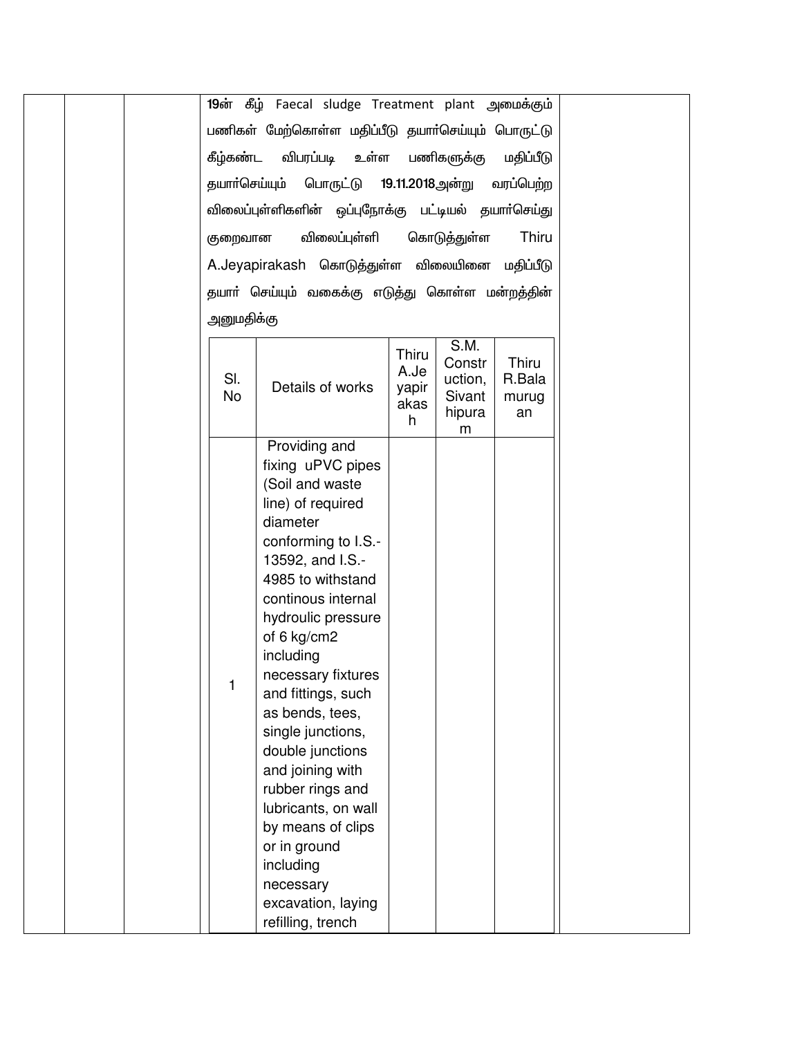19ன் கீழ் Faecal sludge Treatment plant அமைக்கும் பணிகள் மேற்கொள்ள மதிப்பீடு தயார்செய்யும் பொருட்டு கீழ்கண்ட விபரப்படி உள்ள பணிகளுக்கு மதிப்பீடு தயார்செய்யும் பொருட்டு **19.11.2018**அன்று வரப்பெற்ற விலைப்புள்ளிகளின் ஒப்புநோக்கு பட்டியல் தயார்செய்து குறைவான விலைப்புள்ளி கொடுத்துள்ள Thiru A.Jeyapirakash கொடுத்துள்ள விலையினை மதிப்பீடு தயார் செய்யும் வகைக்கு எடுத்து கொள்ள மன்றத்தின் அனுமதிக்கு

| Sl. No | Details of works | Thiru A.Jeyapirakash | S.M. Construction, Sivanthipuram | Thiru R.Balamurugan |
|---|---|---|---|---|
| 1 | Providing and fixing uPVC pipes (Soil and waste line) of required diameter conforming to I.S.-13592, and I.S.-4985 to withstand continous internal hydroulic pressure of 6 kg/cm2 including necessary fixtures and fittings, such as bends, tees, single junctions, double junctions and joining with rubber rings and lubricants, on wall by means of clips or in ground including necessary excavation, laying refilling, trench | | | |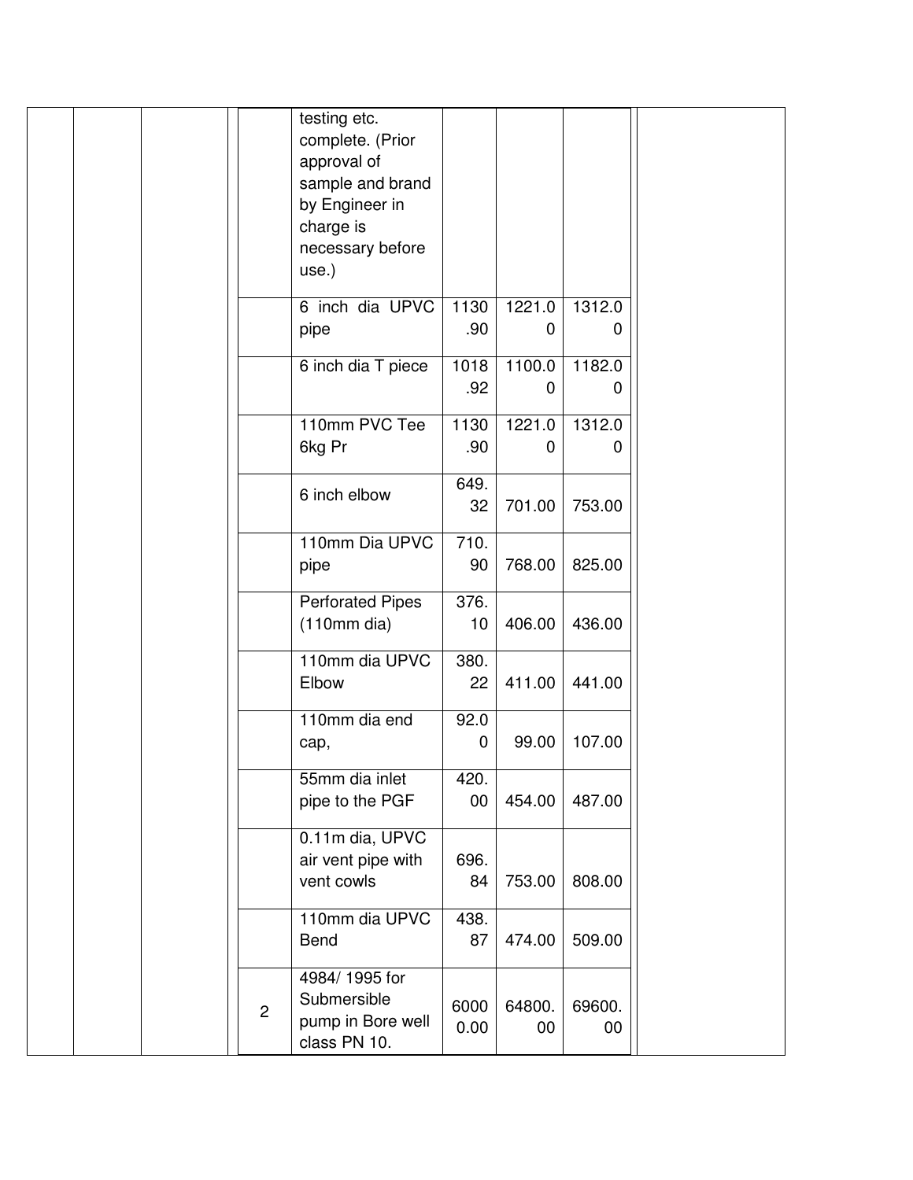| | | | | | | | | |
|---|---|---|---|---|---|---|---|---|
| | | | | testing etc. complete. (Prior approval of sample and brand by Engineer in charge is necessary before use.) | | | | |
| | | | | 6 inch dia UPVC pipe | 1130.90 | 1221.00 | 1312.00 | |
| | | | | 6 inch dia T piece | 1018.92 | 1100.00 | 1182.00 | |
| | | | | 110mm PVC Tee 6kg Pr | 1130.90 | 1221.00 | 1312.00 | |
| | | | | 6 inch elbow | 649.32 | 701.00 | 753.00 | |
| | | | | 110mm Dia UPVC pipe | 710.90 | 768.00 | 825.00 | |
| | | | | Perforated Pipes (110mm dia) | 376.10 | 406.00 | 436.00 | |
| | | | | 110mm dia UPVC Elbow | 380.22 | 411.00 | 441.00 | |
| | | | | 110mm dia end cap, | 92.00 | 99.00 | 107.00 | |
| | | | | 55mm dia inlet pipe to the PGF | 420.00 | 454.00 | 487.00 | |
| | | | | 0.11m dia, UPVC air vent pipe with vent cowls | 696.84 | 753.00 | 808.00 | |
| | | | | 110mm dia UPVC Bend | 438.87 | 474.00 | 509.00 | |
| | | | 2 | 4984/ 1995 for Submersible pump in Bore well class PN 10. | 60000.00 | 64800.00 | 69600.00 | |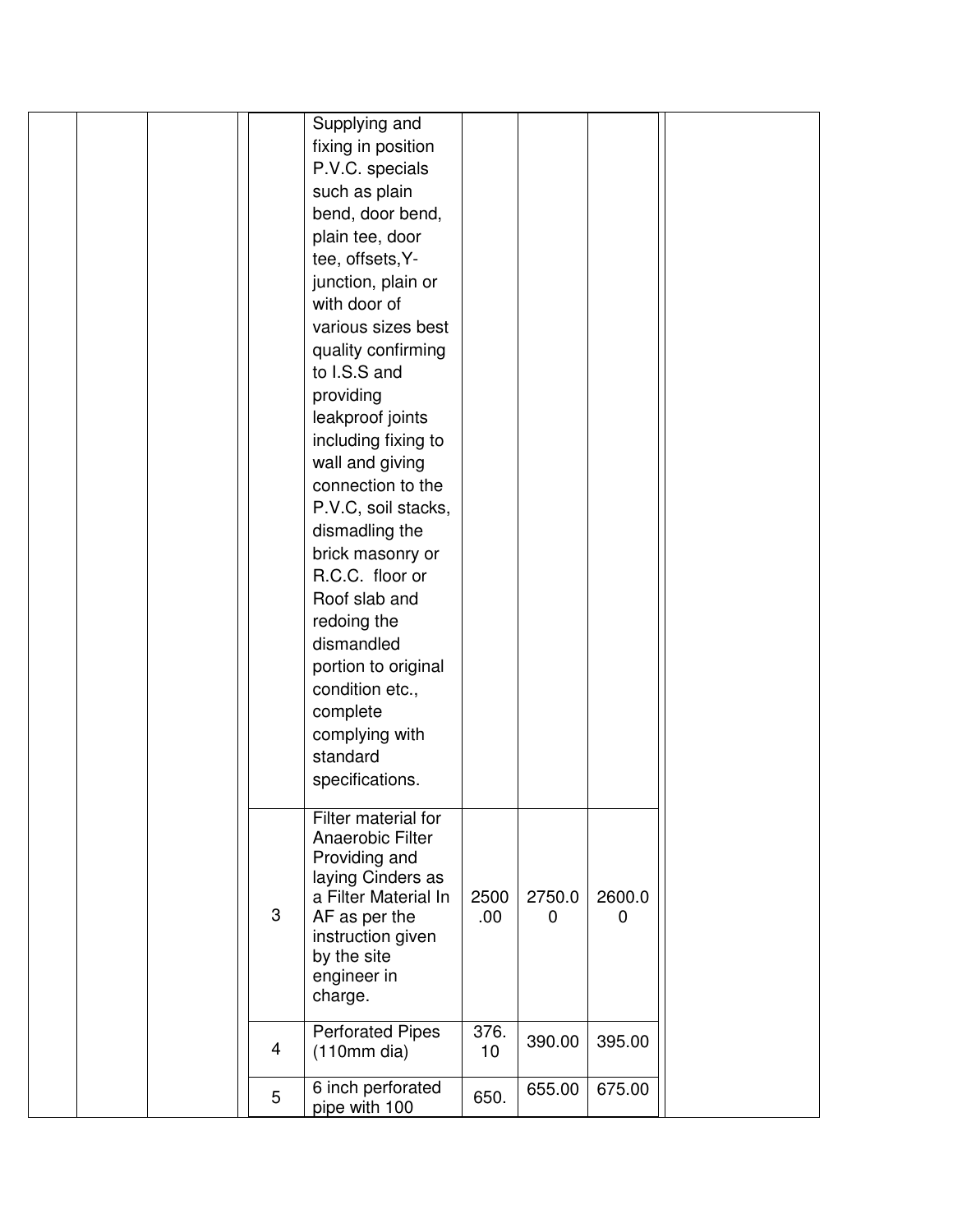| | | | | | | | | |
|---|---|---|---|---|---|---|---|---|
| | | | | Supplying and fixing in position P.V.C. specials such as plain bend, door bend, plain tee, door tee, offsets,Y-junction, plain or with door of various sizes best quality confirming to I.S.S and providing leakproof joints including fixing to wall and giving connection to the P.V.C, soil stacks, dismadling the brick masonry or R.C.C. floor or Roof slab and redoing the dismandled portion to original condition etc., complete complying with standard specifications. | | | | |
| | | | 3 | Filter material for Anaerobic Filter Providing and laying Cinders as a Filter Material In AF as per the instruction given by the site engineer in charge. | 2500.00 | 2750.00 | 2600.00 | |
| | | | 4 | Perforated Pipes (110mm dia) | 376.10 | 390.00 | 395.00 | |
| | | | 5 | 6 inch perforated pipe with 100 | 650. | 655.00 | 675.00 | |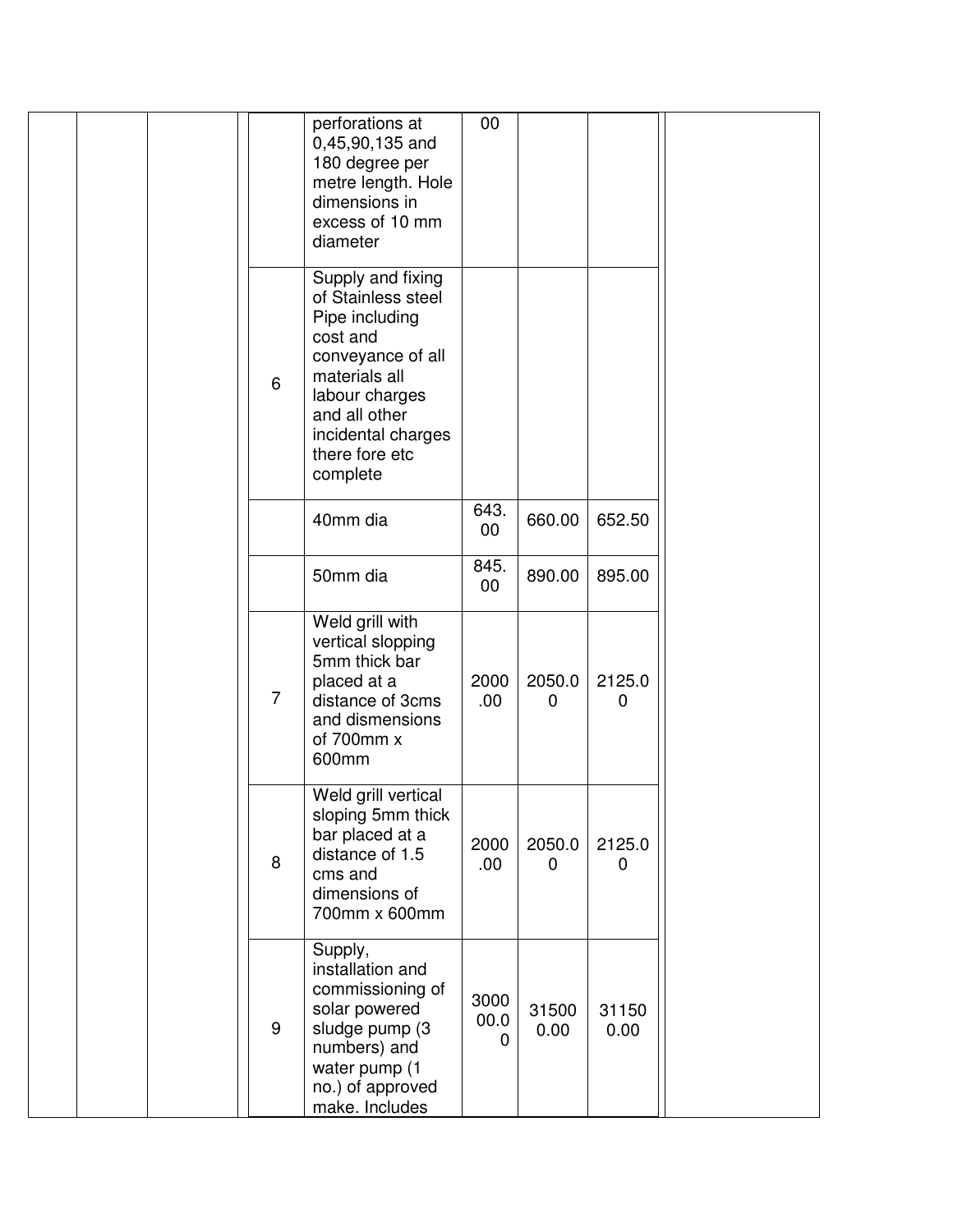| | | | | | | | | |
|---|---|---|---|---|---|---|---|---|
| | | | | perforations at 0,45,90,135 and 180 degree per metre length. Hole dimensions in excess of 10 mm diameter | 00 | | | |
| | | | 6 | Supply and fixing of Stainless steel Pipe including cost and conveyance of all materials all labour charges and all other incidental charges there fore etc complete | | | | |
| | | | | 40mm dia | 643.00 | 660.00 | 652.50 | |
| | | | | 50mm dia | 845.00 | 890.00 | 895.00 | |
| | | | 7 | Weld grill with vertical slopping 5mm thick bar placed at a distance of 3cms and dismensions of 700mm x 600mm | 2000.00 | 2050.00 | 2125.00 | |
| | | | 8 | Weld grill vertical sloping 5mm thick bar placed at a distance of 1.5 cms and dimensions of 700mm x 600mm | 2000.00 | 2050.00 | 2125.00 | |
| | | | 9 | Supply, installation and commissioning of solar powered sludge pump (3 numbers) and water pump (1 no.) of approved make. Includes | 300000.00 | 315000.00 | 311500.00 | |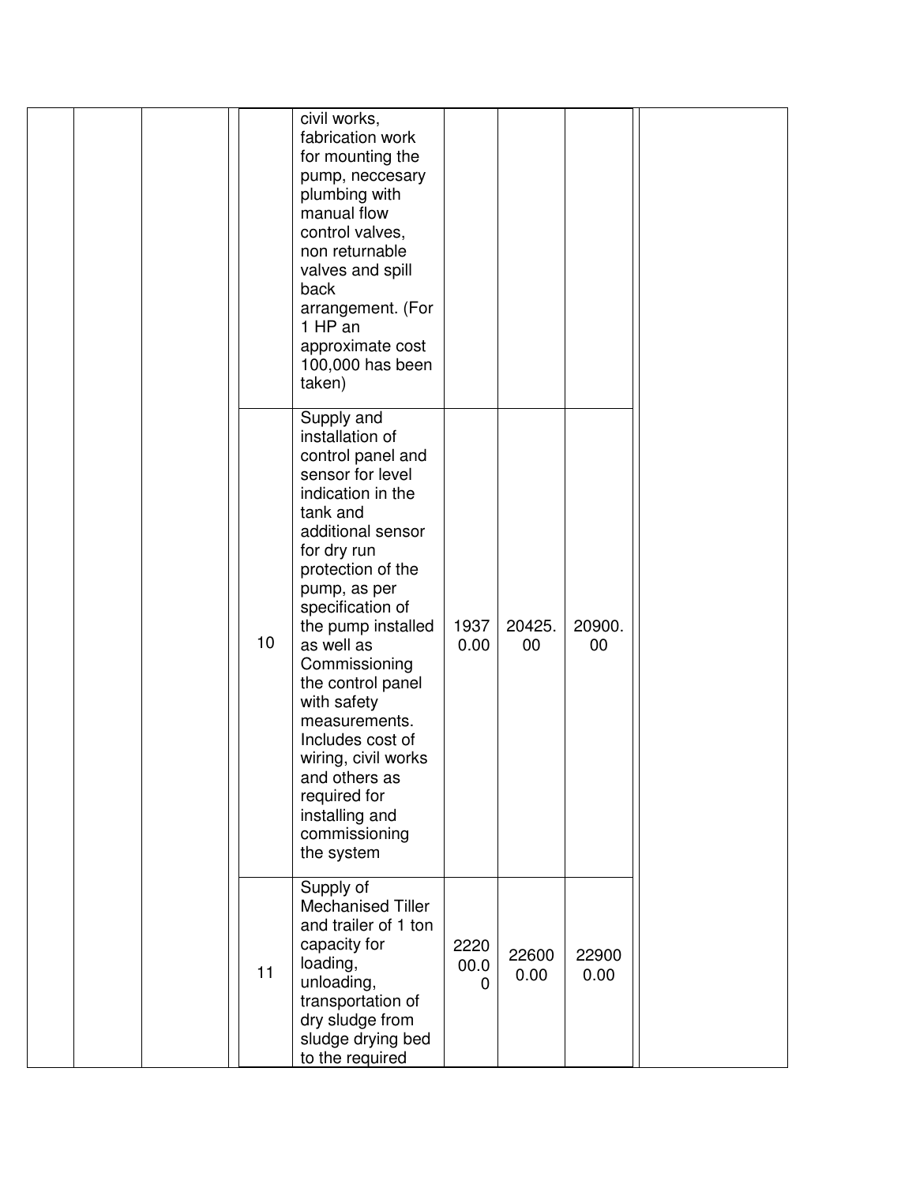| | | | | | | | | |
|---|---|---|---|---|---|---|---|---|
| | | | | civil works, fabrication work for mounting the pump, neccesary plumbing with manual flow control valves, non returnable valves and spill back arrangement. (For 1 HP an approximate cost 100,000 has been taken) | | | | |
| | | | 10 | Supply and installation of control panel and sensor for level indication in the tank and additional sensor for dry run protection of the pump, as per specification of the pump installed as well as Commissioning the control panel with safety measurements. Includes cost of wiring, civil works and others as required for installing and commissioning the system | 19370.00 | 20425.00 | 20900.00 | |
| | | | 11 | Supply of Mechanised Tiller and trailer of 1 ton capacity for loading, unloading, transportation of dry sludge from sludge drying bed to the required | 222000.00 | 226000.00 | 229000.00 | |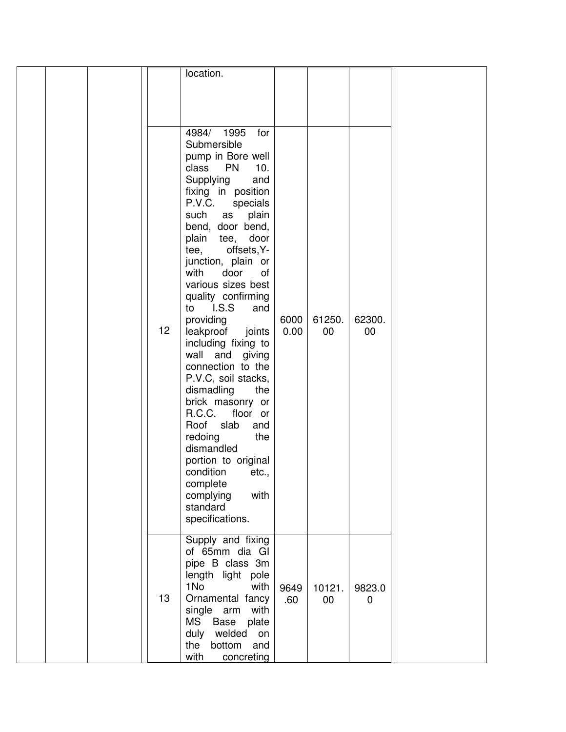|  |  |  |  | location. |  |  |  |  |
|---|---|---|---|---|---|---|---|---|
|  |  |  | 12 | 4984/ 1995 for Submersible pump in Bore well class PN 10. Supplying and fixing in position P.V.C. specials such as plain bend, door bend, plain tee, door tee, offsets,Y-junction, plain or with door of various sizes best quality confirming to I.S.S and providing leakproof joints including fixing to wall and giving connection to the P.V.C, soil stacks, dismadling the brick masonry or R.C.C. floor or Roof slab and redoing the dismandled portion to original condition etc., complete complying with standard specifications. | 60000.00 | 61250.00 | 62300.00 |  |
|  |  |  | 13 | Supply and fixing of 65mm dia GI pipe B class 3m length light pole 1No with Ornamental fancy single arm with MS Base plate duly welded on the bottom and with concreting | 9649.60 | 10121.00 | 9823.00 |  |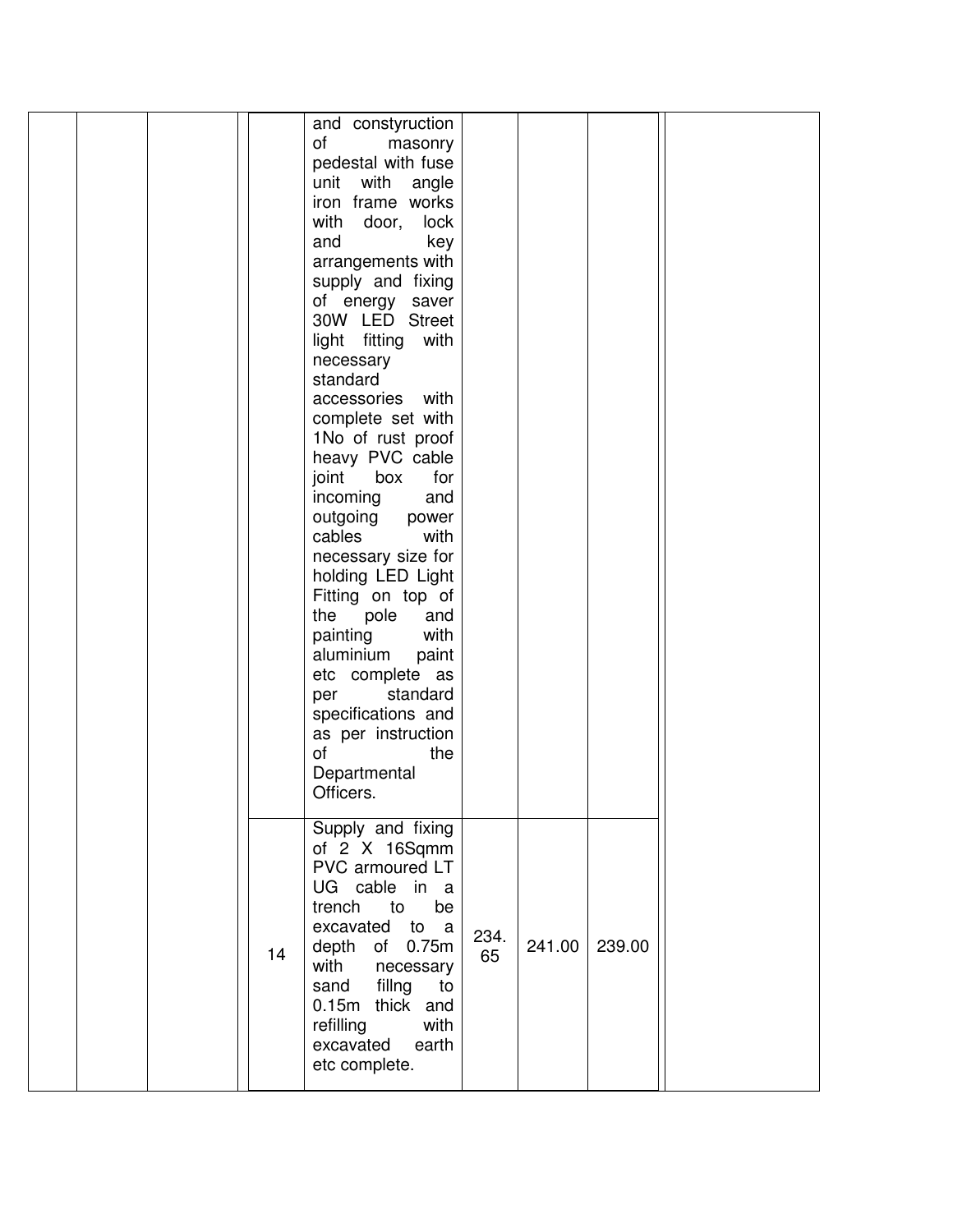| | | | | | | | | |
|---|---|---|---|---|---|---|---|---|
| | | | | and constyruction of masonry pedestal with fuse unit with angle iron frame works with door, lock and key arrangements with supply and fixing of energy saver 30W LED Street light fitting with necessary standard accessories with complete set with 1No of rust proof heavy PVC cable joint box for incoming and outgoing power cables with necessary size for holding LED Light Fitting on top of the pole and painting with aluminium paint etc complete as per standard specifications and as per instruction of the Departmental Officers. | | | | |
| | | | 14 | Supply and fixing of 2 X 16Sqmm PVC armoured LT UG cable in a trench to be excavated to a depth of 0.75m with necessary sand fillng to 0.15m thick and refilling with excavated earth etc complete. | 234.65 | 241.00 | 239.00 | |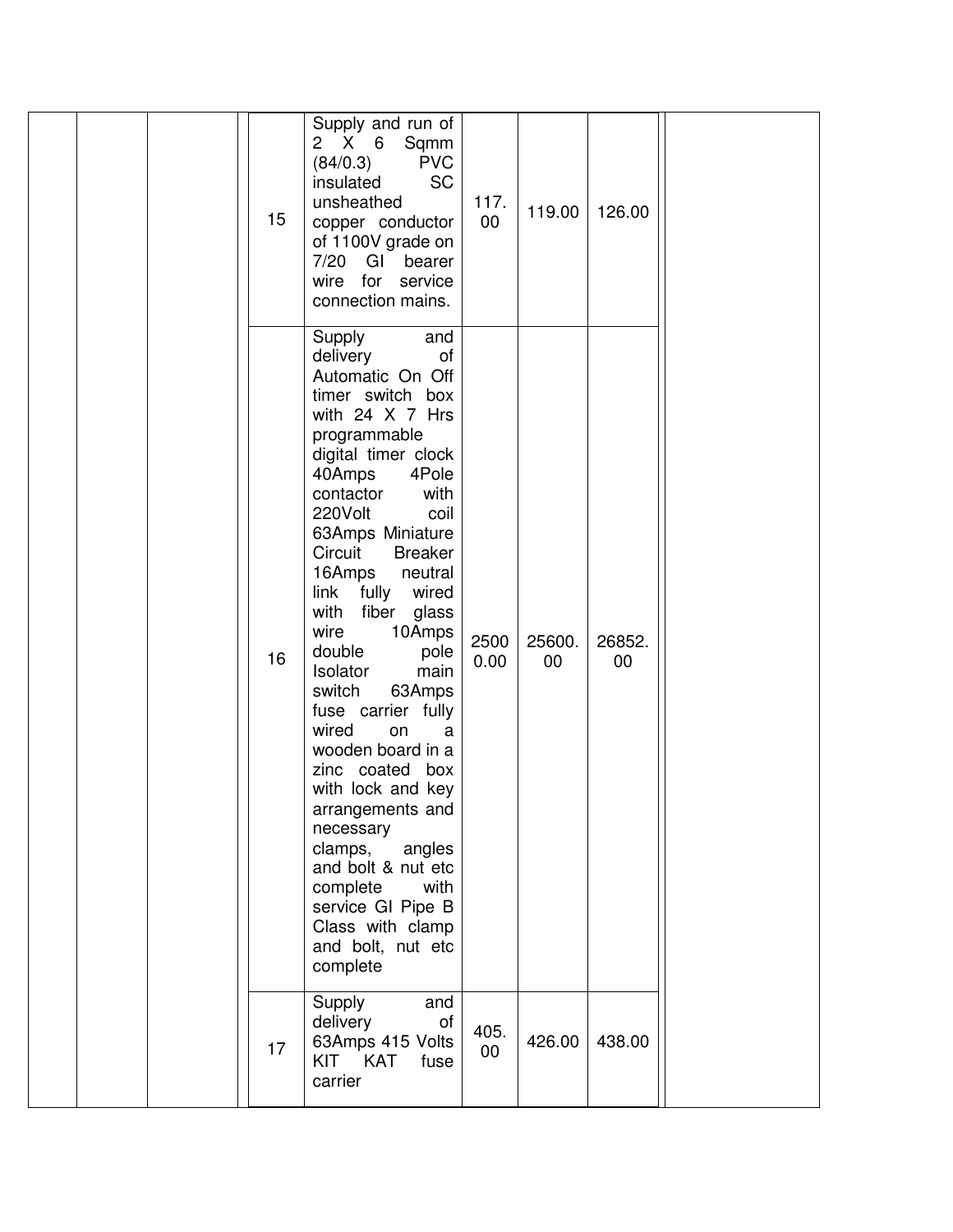|  |  |  | 15 | Supply and run of 2 X 6 Sqmm (84/0.3) PVC insulated SC unsheathed copper conductor of 1100V grade on 7/20 GI bearer wire for service connection mains. | 117.00 | 119.00 | 126.00 |  |
|---|---|---|---|---|---|---|---|---|
|  |  |  | 16 | Supply and delivery of Automatic On Off timer switch box with 24 X 7 Hrs programmable digital timer clock 40Amps 4Pole contactor with 220Volt coil 63Amps Miniature Circuit Breaker 16Amps neutral link fully wired with fiber glass wire 10Amps double pole Isolator main switch 63Amps fuse carrier fully wired on a wooden board in a zinc coated box with lock and key arrangements and necessary clamps, angles and bolt & nut etc complete with service GI Pipe B Class with clamp and bolt, nut etc complete | 25000.00 | 25600.00 | 26852.00 |  |
|  |  |  | 17 | Supply and delivery of 63Amps 415 Volts KIT KAT fuse carrier | 405.00 | 426.00 | 438.00 |  |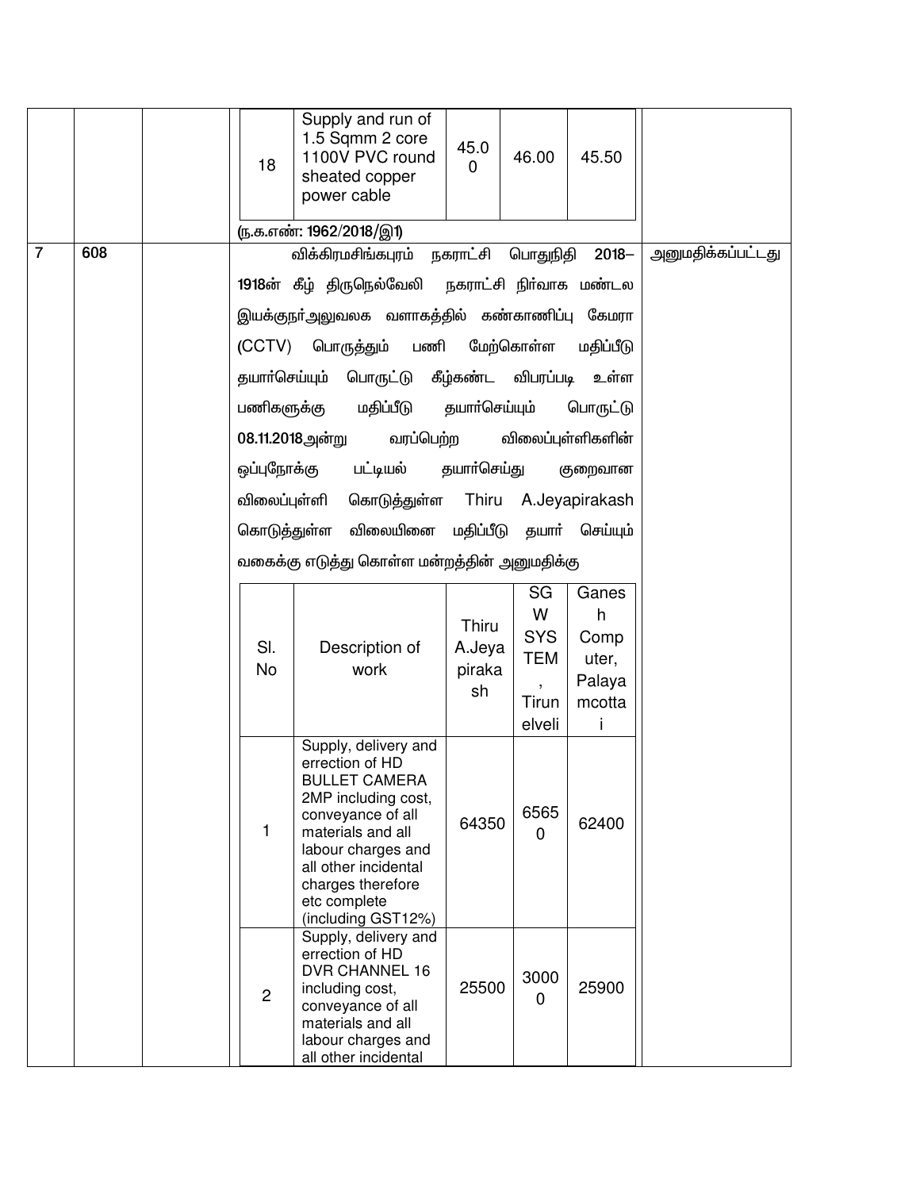| 18 | Supply and run of 1.5 Sqmm 2 core 1100V PVC round sheated copper power cable | 45.00 | 46.00 | 45.50 |
|---|---|---|---|---|

(ந.க.எண்: 1962/2018/இ1)

| | | | | |
|---|---|---|---|---|
| 7 | 608 | | விக்கிரமசிங்கபுரம் நகராட்சி பொதுநிதி 2018–1918ன் கீழ் திருநெல்வேலி நகராட்சி நிர்வாக மண்டல இயக்குநர்அலுவலக வளாகத்தில் கண்காணிப்பு கேமரா (CCTV) பொருத்தும் பணி மேற்கொள்ள மதிப்பீடு தயார்செய்யும் பொருட்டு கீழ்கண்ட விபரப்படி உள்ள பணிகளுக்கு மதிப்பீடு தயார்செய்யும் பொருட்டு 08.11.2018அன்று வரப்பெற்ற விலைப்புள்ளிகளின் ஒப்புநோக்கு பட்டியல் தயார்செய்து குறைவான விலைப்புள்ளி கொடுத்துள்ள Thiru A.Jeyapirakash கொடுத்துள்ள விலையினை மதிப்பீடு தயார் செய்யும் வகைக்கு எடுத்து கொள்ள மன்றத்தின் அனுமதிக்கு | அனுமதிக்கப்பட்டது |

| Sl. No | Description of work | Thiru A.Jeyapirakash | SGW SYSTEM, Tirunelveli | Ganesh Computer, Palayamcottai |
|---|---|---|---|---|
| 1 | Supply, delivery and errection of HD BULLET CAMERA 2MP including cost, conveyance of all materials and all labour charges and all other incidental charges therefore etc complete (including GST12%) | 64350 | 65650 | 62400 |
| 2 | Supply, delivery and errection of HD DVR CHANNEL 16 including cost, conveyance of all materials and all labour charges and all other incidental | 25500 | 30000 | 25900 |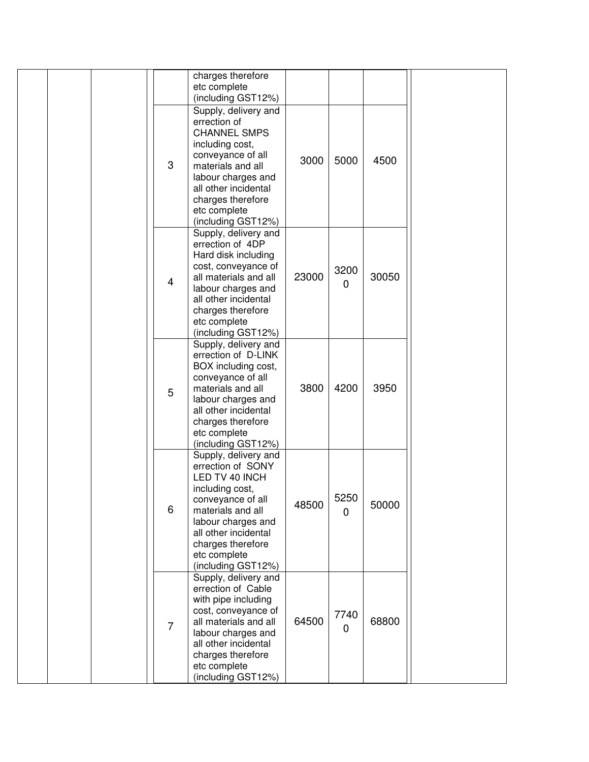| | | | | | | | | |
|---|---|---|---|---|---|---|---|---|
| | | | | charges therefore etc complete (including GST12%) | | | | |
| | | | 3 | Supply, delivery and errection of CHANNEL SMPS including cost, conveyance of all materials and all labour charges and all other incidental charges therefore etc complete (including GST12%) | 3000 | 5000 | 4500 | |
| | | | 4 | Supply, delivery and errection of 4DP Hard disk including cost, conveyance of all materials and all labour charges and all other incidental charges therefore etc complete (including GST12%) | 23000 | 32000 | 30050 | |
| | | | 5 | Supply, delivery and errection of D-LINK BOX including cost, conveyance of all materials and all labour charges and all other incidental charges therefore etc complete (including GST12%) | 3800 | 4200 | 3950 | |
| | | | 6 | Supply, delivery and errection of SONY LED TV 40 INCH including cost, conveyance of all materials and all labour charges and all other incidental charges therefore etc complete (including GST12%) | 48500 | 52500 | 50000 | |
| | | | 7 | Supply, delivery and errection of Cable with pipe including cost, conveyance of all materials and all labour charges and all other incidental charges therefore etc complete (including GST12%) | 64500 | 77400 | 68800 | |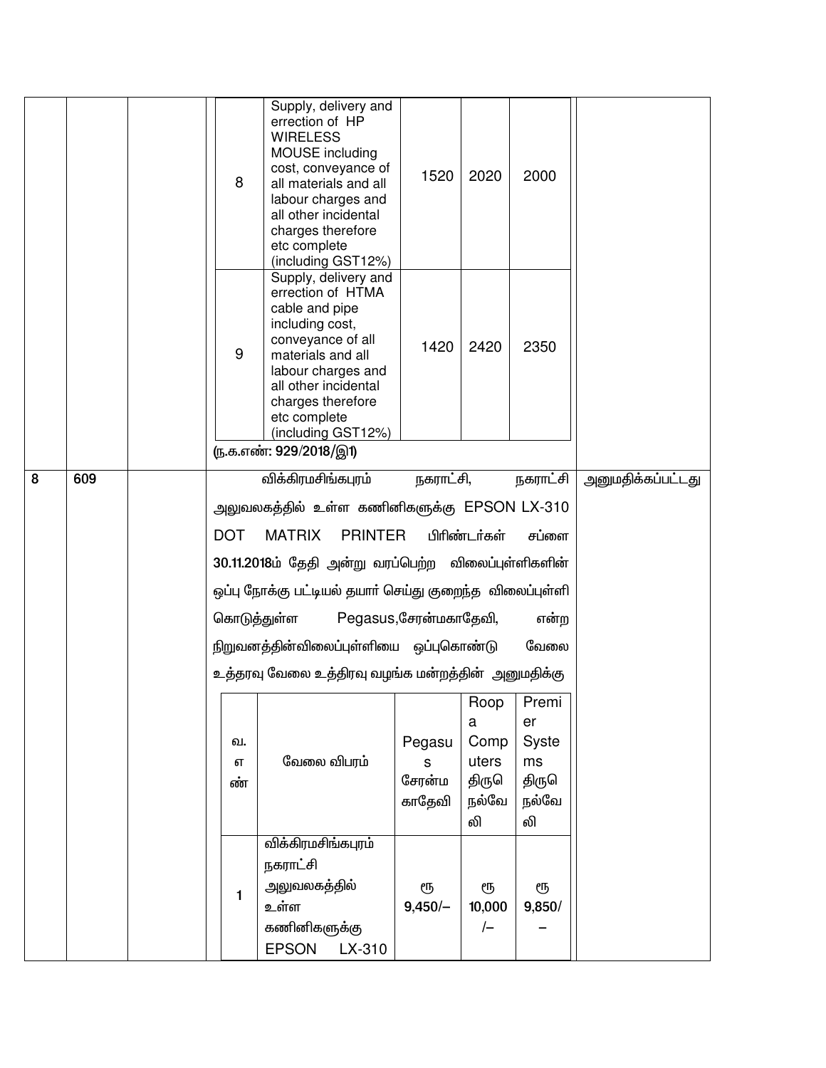| | | | | | | | | |
|---|---|---|---|---|---|---|---|---|
| | | | 8 | Supply, delivery and errection of HP WIRELESS MOUSE including cost, conveyance of all materials and all labour charges and all other incidental charges therefore etc complete (including GST12%) | 1520 | 2020 | 2000 | |
| | | | 9 | Supply, delivery and errection of HTMA cable and pipe including cost, conveyance of all materials and all labour charges and all other incidental charges therefore etc complete (including GST12%) | 1420 | 2420 | 2350 | |
| | | | (ந.க.எண்: 929/2018/இ1) | | | | | |
| 8 | 609 | | விக்கிரமசிங்கபுரம் நகராட்சி, நகராட்சி அலுவலகத்தில் உள்ள கணினிகளுக்கு EPSON LX-310 DOT MATRIX PRINTER பிரிண்டர்கள் சப்ளை 30.11.2018ம் தேதி அன்று வரப்பெற்ற விலைப்புள்ளிகளின் ஒப்பு நோக்கு பட்டியல் தயார் செய்து குறைந்த விலைப்புள்ளி கொடுத்துள்ள Pegasus,சேரன்மகாதேவி, என்ற நிறுவனத்தின்விலைப்புள்ளியை ஒப்புகொண்டு வேலை உத்தரவு வேலை உத்திரவு வழங்க மன்றத்தின் அனுமதிக்கு | | | | | அனுமதிக்கப்பட்டது |

| வ. எண் | வேலை விபரம் | Pegasus சேரன்மகாதேவி | Roopa Computers திருநெல்வேலி | Premier Systems திருநெல்வேலி |
|---|---|---|---|---|
| 1 | விக்கிரமசிங்கபுரம் நகராட்சி அலுவலகத்தில் உள்ள கணினிகளுக்கு EPSON LX-310 | ரூ 9,450/– | ரூ 10,000/– | ரூ 9,850/– |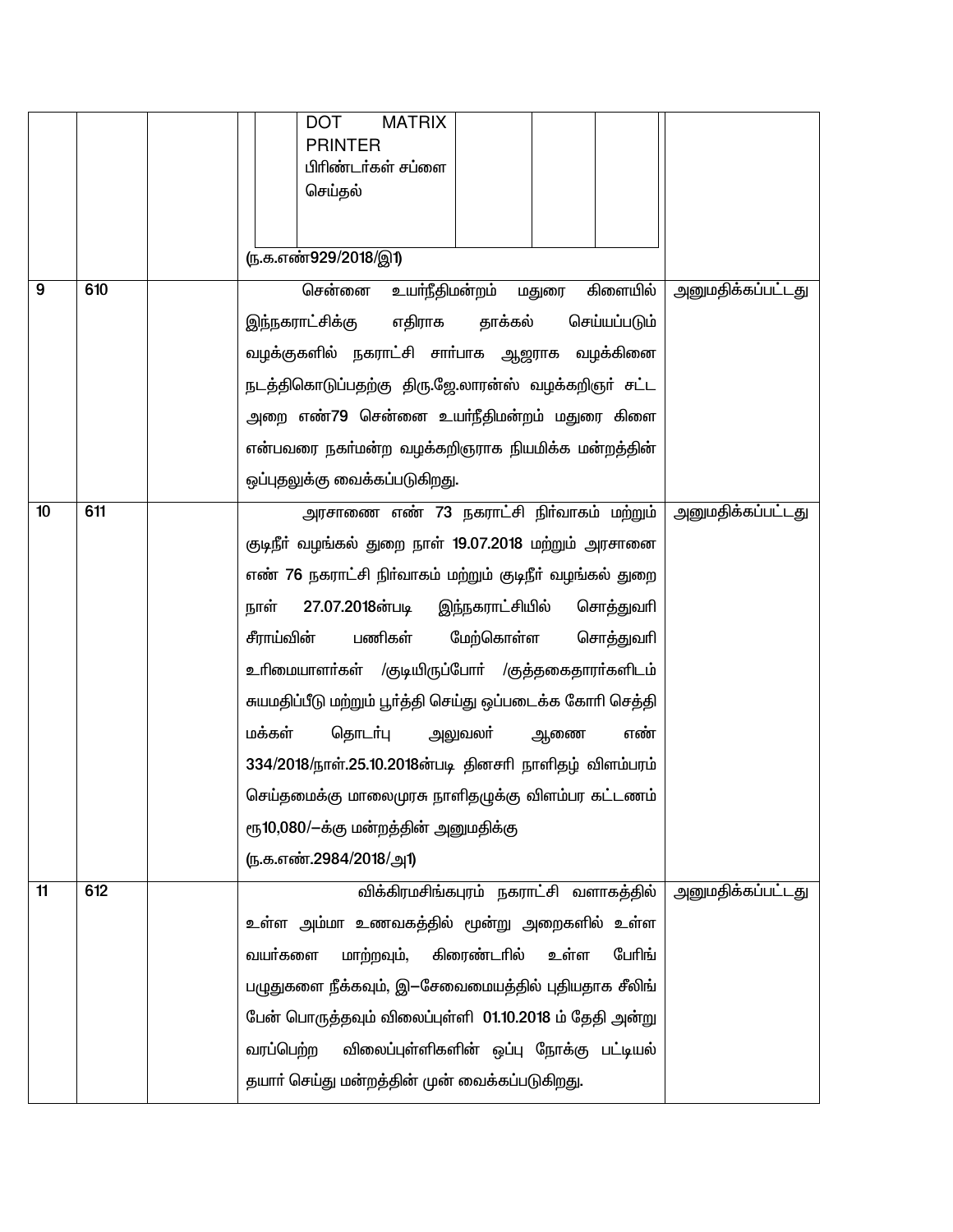| | | | | |
|---|---|---|---|---|
| | | | DOT MATRIX PRINTER பிரிண்டர்கள் சப்ளை செய்தல்<br><br>(ந.க.எண்929/2018/இ1) | |
| 9 | 610 | | சென்னை உயர்நீதிமன்றம் மதுரை கிளையில் இந்நகராட்சிக்கு எதிராக தாக்கல் செய்யப்படும் வழக்குகளில் நகராட்சி சார்பாக ஆஜராக வழக்கினை நடத்திகொடுப்பதற்கு திரு.ஜே.லாரன்ஸ் வழக்கறிஞர் சட்ட அறை எண்79 சென்னை உயர்நீதிமன்றம் மதுரை கிளை என்பவரை நகர்மன்ற வழக்கறிஞராக நியமிக்க மன்றத்தின் ஒப்புதலுக்கு வைக்கப்படுகிறது. | அனுமதிக்கப்பட்டது |
| 10 | 611 | | அரசாணை எண் 73 நகராட்சி நிர்வாகம் மற்றும் குடிநீர் வழங்கல் துறை நாள் 19.07.2018 மற்றும் அரசானை எண் 76 நகராட்சி நிர்வாகம் மற்றும் குடிநீர் வழங்கல் துறை நாள் 27.07.2018ன்படி இந்நகராட்சியில் சொத்துவரி சீராய்வின் பணிகள் மேற்கொள்ள சொத்துவரி உரிமையாளர்கள் /குடியிருப்போர் /குத்தகைதாரர்களிடம் சுயமதிப்பீடு மற்றும் பூர்த்தி செய்து ஒப்படைக்க கோரி செத்தி மக்கள் தொடர்பு அலுவலர் ஆணை எண் 334/2018/நாள்.25.10.2018ன்படி தினசரி நாளிதழ் விளம்பரம் செய்தமைக்கு மாலைமுரசு நாளிதழுக்கு விளம்பர கட்டணம் ரூ10,080/–க்கு மன்றத்தின் அனுமதிக்கு<br><br>(ந.க.எண்.2984/2018/அ1) | அனுமதிக்கப்பட்டது |
| 11 | 612 | | விக்கிரமசிங்கபுரம் நகராட்சி வளாகத்தில் உள்ள அம்மா உணவகத்தில் மூன்று அறைகளில் உள்ள வயர்களை மாற்றவும், கிரைண்டரில் உள்ள பேரிங் பழுதுகளை நீக்கவும், இ–சேவைமையத்தில் புதியதாக சீலிங் பேன் பொருத்தவும் விலைப்புள்ளி 01.10.2018 ம் தேதி அன்று வரப்பெற்ற விலைப்புள்ளிகளின் ஒப்பு நோக்கு பட்டியல் தயார் செய்து மன்றத்தின் முன் வைக்கப்படுகிறது. | அனுமதிக்கப்பட்டது |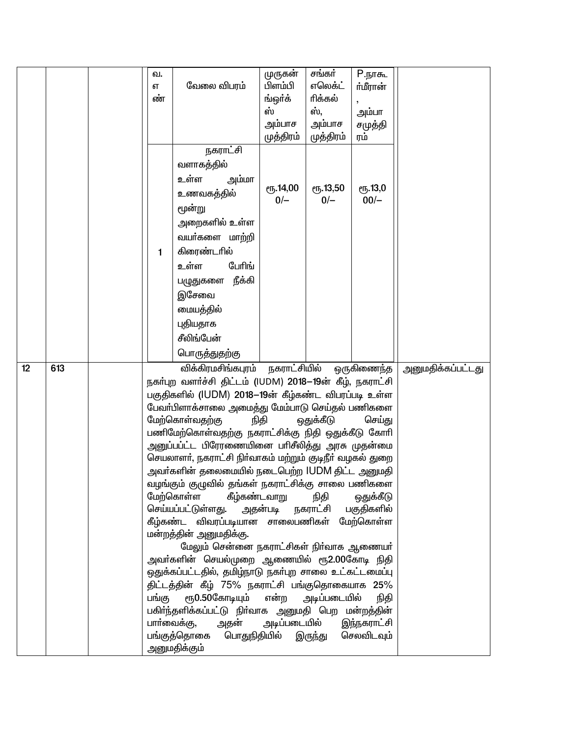| | | | | |
|---|---|---|---|---|
| | | | <table><tr><td>வ. எண்</td><td>வேலை விபரம்</td><td>முருகன் பிளம்பிங்ஒர்க்ஸ் அம்பாசமுத்திரம்</td><td>சங்கர் எலெக்ட்ரிக்கல்ஸ், அம்பாசமுத்திரம்</td><td>P.நாகூர்மீரான், அம்பாசமுத்திரம்</td></tr><tr><td>1</td><td>நகராட்சி வளாகத்தில் உள்ள அம்மா உணவகத்தில் மூன்று அறைகளில் உள்ள வயர்களை மாற்றி கிரைண்டரில் உள்ள பேரிங் பழுதுகளை நீக்கி இசேவை மையத்தில் புதியதாக சீலிங்பேன் பொருத்துதற்கு</td><td>ரூ.14,000/–</td><td>ரூ.13,500/–</td><td>ரூ.13,000/–</td></tr></table> | |
| 12 | 613 | | விக்கிரமசிங்கபுரம் நகராட்சியில் ஒருகிணைந்த நகர்புற வளர்ச்சி திட்டம் (IUDM) 2018–19ன் கீழ், நகராட்சி பகுதிகளில் (IUDM) 2018–19ன் கீழ்கண்ட விபரப்படி உள்ள பேவர்பிளாக்சாலை அமைத்து மேம்பாடு செய்தல் பணிகளை மேற்கொள்வதற்கு நிதி ஒதுக்கீடு செய்து பணிமேற்கொள்வதற்கு நகராட்சிக்கு நிதி ஒதுக்கீடு கோரி அனுப்பப்ட்ட பிரேரணையினை பரிசீலித்து அரசு முதன்மை செயலாளர், நகராட்சி நிர்வாகம் மற்றும் குடிநீர் வழகல் துறை அவர்களின் தலைமையில் நடைபெற்ற IUDM திட்ட அனுமதி வழங்கும் குழுவில் தங்கள் நகராட்சிக்கு சாலை பணிகளை மேற்கொள்ள கீழ்கண்டவாறு நிதி ஒதுக்கீடு செய்யப்பட்டுள்ளது. அதன்படி நகராட்சி பகுதிகளில் கீழ்கண்ட விரவப்படியான சாலைபணிகள் மேற்கொள்ள மன்றத்தின் அனுமதிக்கு.<br>மேலும் சென்னை நகராட்சிகள் நிர்வாக ஆணையர் அவர்களின் செயல்முறை ஆணையில் ரூ2.00கோடி நிதி ஒதுக்கப்பட்டதில், தமிழ்நாடு நகர்புற சாலை உட்கட்டமைப்பு திட்டத்தின் கீழ் 75% நகராட்சி பங்குதொகையாக 25% பங்கு ரூ0.50கோடியும் என்ற அடிப்படையில் நிதி பகிர்ந்தளிக்கப்பட்டு நிர்வாக அனுமதி பெற மன்றத்தின் பார்வைக்கு, அதன் அடிப்படையில் இந்நகராட்சி பங்குத்தொகை பொதுநிதியில் இருந்து செலவிடவும் அனுமதிக்கும் | அனுமதிக்கப்பட்டது |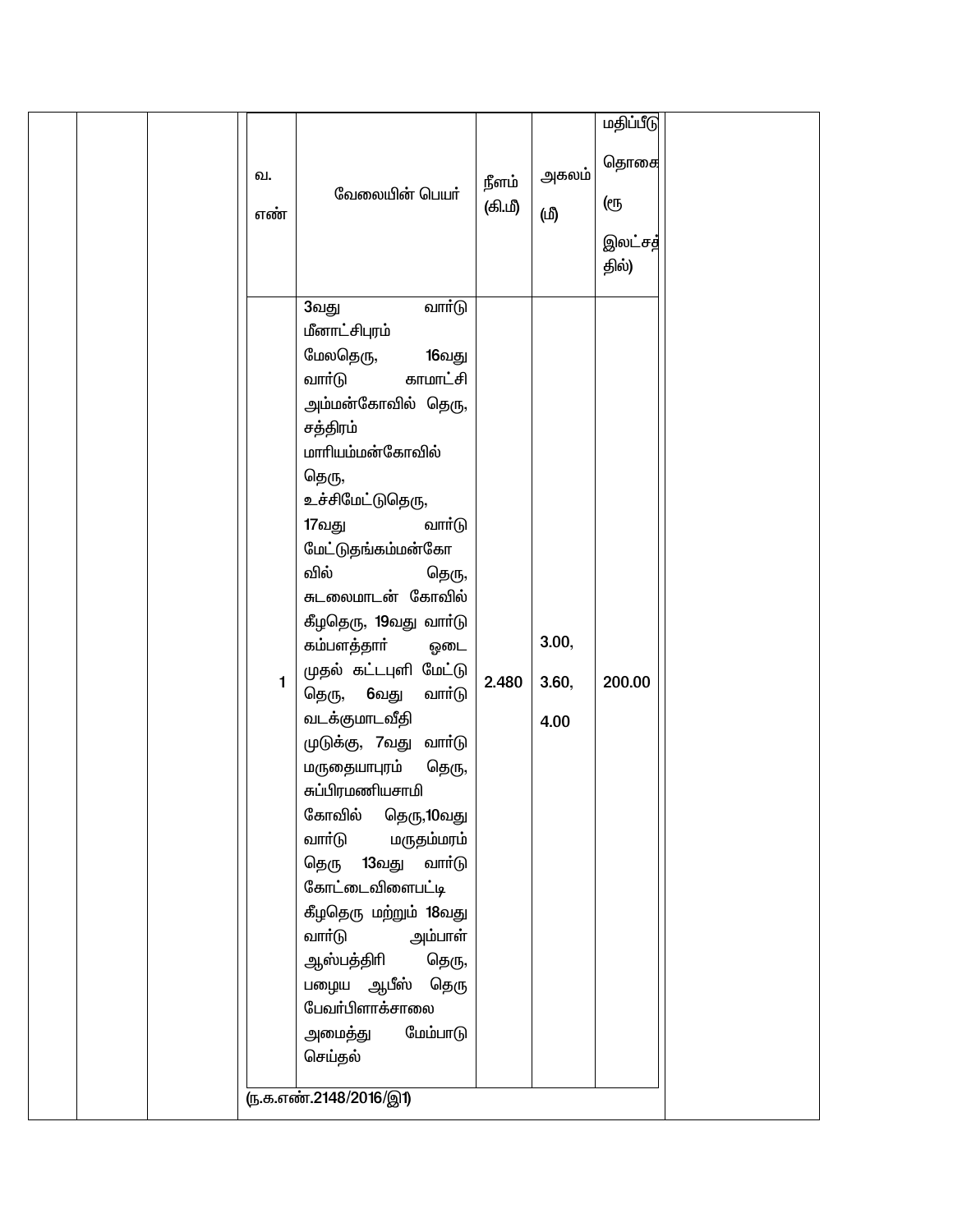| வ. எண் | வேலையின் பெயர் | நீளம் (கி.மீ) | அகலம் (மீ) | மதிப்பீடு தொகை (ரூ இலட்சத்தில்) |
|---|---|---|---|---|
| 1 | 3வது வார்டு மீனாட்சிபுரம் மேலதெரு, 16வது வார்டு காமாட்சி அம்மன்கோவில் தெரு, சத்திரம் மாரியம்மன்கோவில் தெரு, உச்சிமேட்டுதெரு, 17வது வார்டு மேட்டுதங்கம்மன்கோவில் தெரு, சுடலைமாடன் கோவில் கீழதெரு, 19வது வார்டு கம்பளத்தார் ஓடை முதல் கட்டபுளி மேட்டு தெரு, 6வது வார்டு வடக்குமாடவீதி முடுக்கு, 7வது வார்டு மருதையாபுரம் தெரு, சுப்பிரமணியசாமி கோவில் தெரு,10வது வார்டு மருதம்மரம் தெரு 13வது வார்டு கோட்டைவிளைபட்டி கீழதெரு மற்றும் 18வது வார்டு அம்பாள் ஆஸ்பத்திரி தெரு, பழைய ஆபீஸ் தெரு பேவர்பிளாக்சாலை அமைத்து மேம்பாடு செய்தல் | 2.480 | 3.00, 3.60, 4.00 | 200.00 |

(ந.க.எண்.2148/2016/இ1)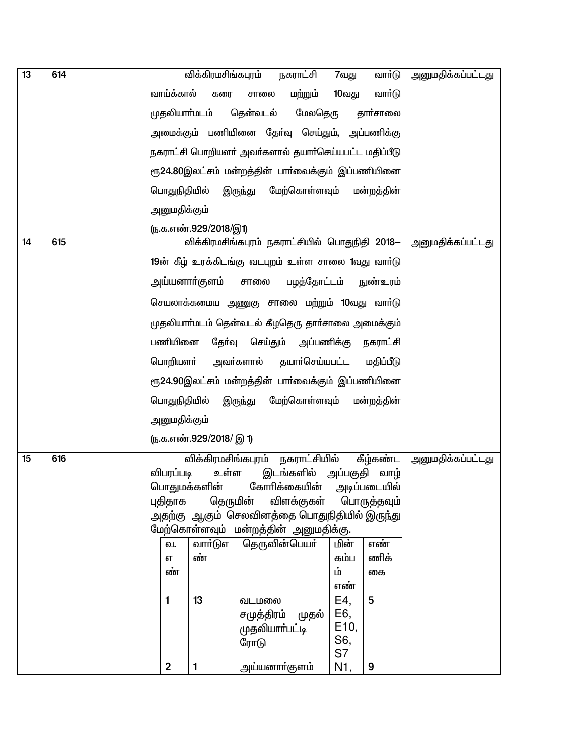| | | | | |
|---|---|---|---|---|
| 13 | 614 | | விக்கிரமசிங்கபுரம் நகராட்சி 7வது வார்டு வாய்க்கால் கரை சாலை மற்றும் 10வது வார்டு முதலியார்மடம் தென்வடல் மேலதெரு தார்சாலை அமைக்கும் பணியினை தேர்வு செய்தும், அப்பணிக்கு நகராட்சி பொறியாளர் அவர்களால் தயார்செய்யபட்ட மதிப்பீடு ரூ24.80இலட்சம் மன்றத்தின் பார்வைக்கும் இப்பணியினை பொதுநிதியில் இருந்து மேற்கொள்ளவும் மன்றத்தின் அனுமதிக்கும் (ந.க.எண்.929/2018/இ1) | அனுமதிக்கப்பட்டது |
| 14 | 615 | | விக்கிரமசிங்கபுரம் நகராட்சியில் பொதுநிதி 2018–19ன் கீழ் உரக்கிடங்கு வடபுறம் உள்ள சாலை 1வது வார்டு அய்யனார்குளம் சாலை பழத்தோட்டம் நுண்உரம் செயலாக்கமைய அணுகு சாலை மற்றும் 10வது வார்டு முதலியார்மடம் தென்வடல் கீழதெரு தார்சாலை அமைக்கும் பணியினை தேர்வு செய்தும் அப்பணிக்கு நகராட்சி பொறியாளர் அவர்களால் தயார்செய்யபட்ட மதிப்பீடு ரூ24.90இலட்சம் மன்றத்தின் பார்வைக்கும் இப்பணியினை பொதுநிதியில் இருந்து மேற்கொள்ளவும் மன்றத்தின் அனுமதிக்கும் (ந.க.எண்.929/2018/ இ 1) | அனுமதிக்கப்பட்டது |
| 15 | 616 | | விக்கிரமசிங்கபுரம் நகராட்சியில் கீழ்கண்ட விபரப்படி உள்ள இடங்களில் அப்பகுதி வாழ் பொதுமக்களின் கோரிக்கையின் அடிப்படையில் புதிதாக தெருமின் விளக்குகள் பொருத்தவும் அதற்கு ஆகும் செலவினத்தை பொதுநிதியில் இருந்து மேற்கொள்ளவும் மன்றத்தின் அனுமதிக்கு. | அனுமதிக்கப்பட்டது |

| வ.எண் | வார்டுஎண் | தெருவின்பெயர் | மின் கம்பம் எண் | எண்ணிக்கை |
|---|---|---|---|---|
| 1 | 13 | வடமலை சமுத்திரம் முதல் முதலியார்பட்டி ரோடு | E4, E6, E10, S6, S7 | 5 |
| 2 | 1 | அய்யனார்குளம் | N1, | 9 |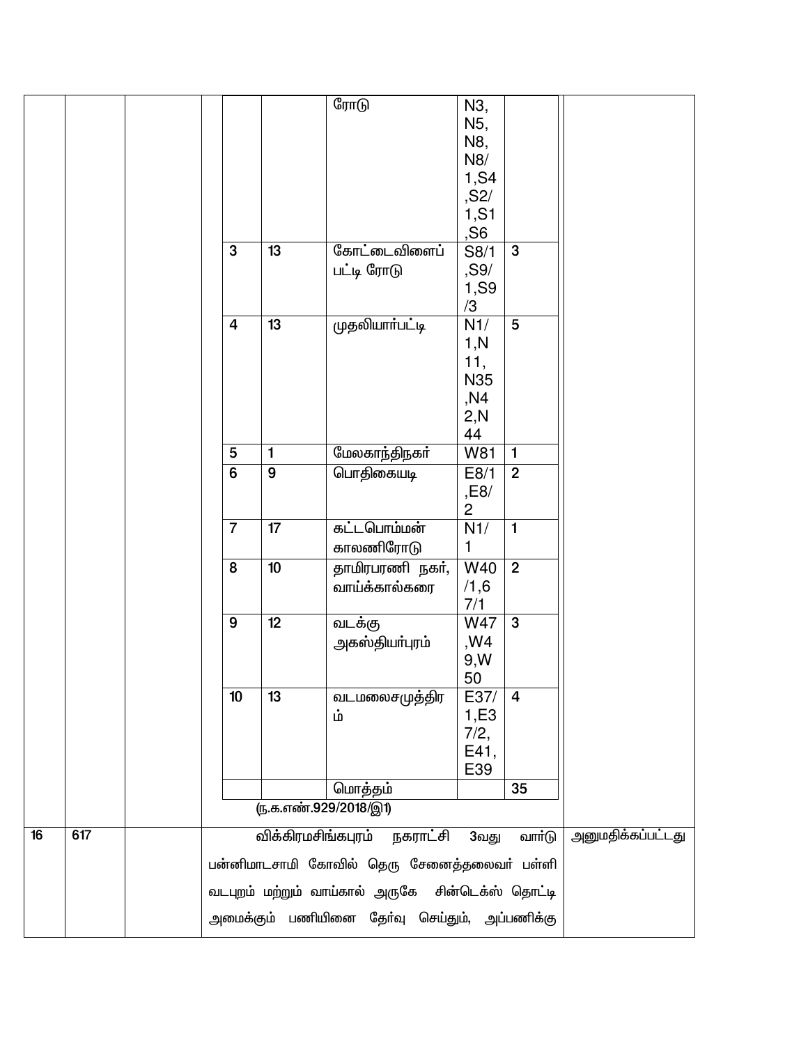| | | | | | | | |
|---|---|---|---|---|---|---|---|
| | | | | | ரோடு | N3, N5, N8, N8/1,S4,S2/1,S1,S6 | |
| | | | 3 | 13 | கோட்டைவிளைப் பட்டி ரோடு | S8/1,S9/1,S9/3 | 3 |
| | | | 4 | 13 | முதலியார்பட்டி | N1/1,N11, N35,N42,N44 | 5 |
| | | | 5 | 1 | மேலகாந்திநகர் | W81 | 1 |
| | | | 6 | 9 | பொதிகையடி | E8/1,E8/2 | 2 |
| | | | 7 | 17 | கட்டபொம்மன் காலணிரோடு | N1/1 | 1 |
| | | | 8 | 10 | தாமிரபரணி நகர், வாய்க்கால்கரை | W40/1,67/1 | 2 |
| | | | 9 | 12 | வடக்கு அகஸ்தியர்புரம் | W47,W49,W50 | 3 |
| | | | 10 | 13 | வடமலைசமுத்திரம் | E37/1,E37/2, E41, E39 | 4 |
| | | | | | மொத்தம் | | 35 |

(ந.க.எண்.929/2018/இ1)

| | | | | |
|---|---|---|---|---|
| 16 | 617 | | விக்கிரமசிங்கபுரம் நகராட்சி 3வது வார்டு பன்னிமாடசாமி கோவில் தெரு சேனைத்தலைவர் பள்ளி வடபுறம் மற்றும் வாய்கால் அருகே சின்டெக்ஸ் தொட்டி அமைக்கும் பணியினை தேர்வு செய்தும், அப்பணிக்கு | அனுமதிக்கப்பட்டது |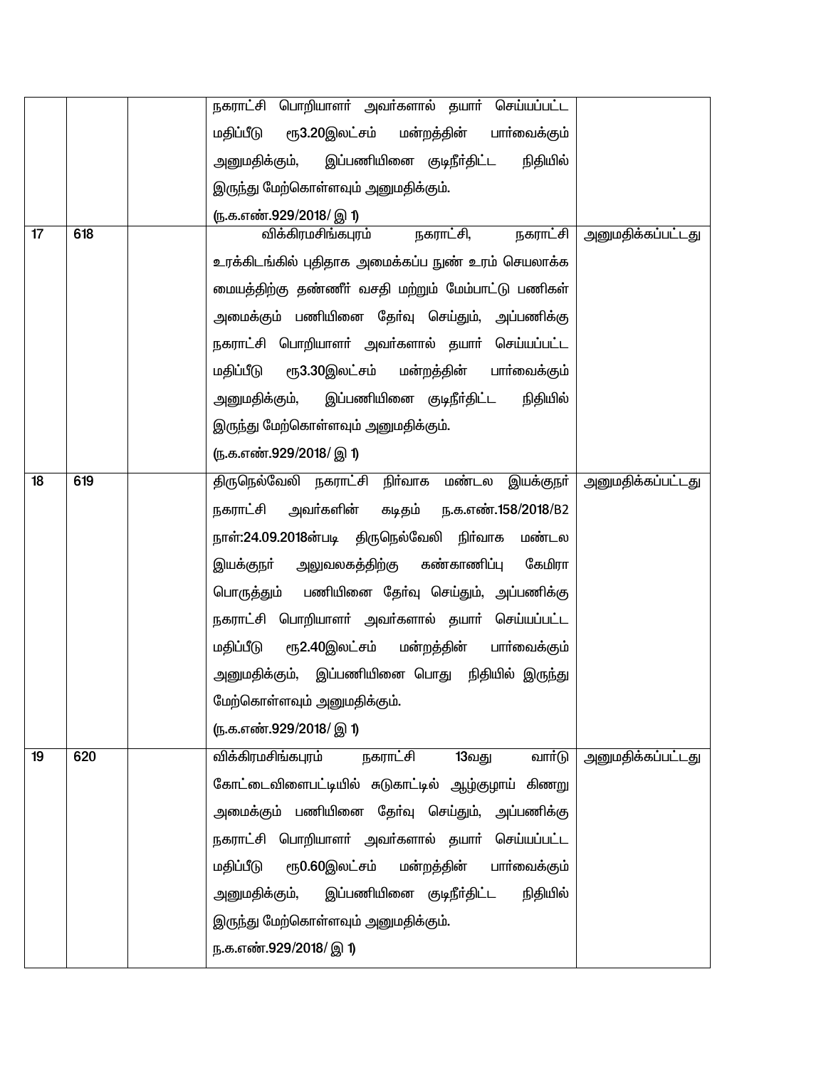| | | | | |
|---|---|---|---|---|
| | | | நகராட்சி பொறியாளர் அவர்களால் தயார் செய்யப்பட்ட மதிப்பீடு ரூ3.20இலட்சம் மன்றத்தின் பார்வைக்கும் அனுமதிக்கும், இப்பணியினை குடிநீர்திட்ட நிதியில் இருந்து மேற்கொள்ளவும் அனுமதிக்கும். (ந.க.எண்.929/2018/ இ 1) | |
| 17 | 618 | | விக்கிரமசிங்கபுரம் நகராட்சி, நகராட்சி உரக்கிடங்கில் புதிதாக அமைக்கப்ப நுண் உரம் செயலாக்க மையத்திற்கு தண்ணீர் வசதி மற்றும் மேம்பாட்டு பணிகள் அமைக்கும் பணியினை தேர்வு செய்தும், அப்பணிக்கு நகராட்சி பொறியாளர் அவர்களால் தயார் செய்யப்பட்ட மதிப்பீடு ரூ3.30இலட்சம் மன்றத்தின் பார்வைக்கும் அனுமதிக்கும், இப்பணியினை குடிநீர்திட்ட நிதியில் இருந்து மேற்கொள்ளவும் அனுமதிக்கும். (ந.க.எண்.929/2018/ இ 1) | அனுமதிக்கப்பட்டது |
| 18 | 619 | | திருநெல்வேலி நகராட்சி நிர்வாக மண்டல இயக்குநர் நகராட்சி அவர்களின் கடிதம் ந.க.எண்.158/2018/B2 நாள்:24.09.2018ன்படி திருநெல்வேலி நிர்வாக மண்டல இயக்குநர் அலுவலகத்திற்கு கண்காணிப்பு கேமிரா பொருத்தும் பணியினை தேர்வு செய்தும், அப்பணிக்கு நகராட்சி பொறியாளர் அவர்களால் தயார் செய்யப்பட்ட மதிப்பீடு ரூ2.40இலட்சம் மன்றத்தின் பார்வைக்கும் அனுமதிக்கும், இப்பணியினை பொது நிதியில் இருந்து மேற்கொள்ளவும் அனுமதிக்கும். (ந.க.எண்.929/2018/ இ 1) | அனுமதிக்கப்பட்டது |
| 19 | 620 | | விக்கிரமசிங்கபுரம் நகராட்சி 13வது வார்டு கோட்டைவிளைபட்டியில் சுடுகாட்டில் ஆழ்குழாய் கிணறு அமைக்கும் பணியினை தேர்வு செய்தும், அப்பணிக்கு நகராட்சி பொறியாளர் அவர்களால் தயார் செய்யப்பட்ட மதிப்பீடு ரூ0.60இலட்சம் மன்றத்தின் பார்வைக்கும் அனுமதிக்கும், இப்பணியினை குடிநீர்திட்ட நிதியில் இருந்து மேற்கொள்ளவும் அனுமதிக்கும். ந.க.எண்.929/2018/ இ 1) | அனுமதிக்கப்பட்டது |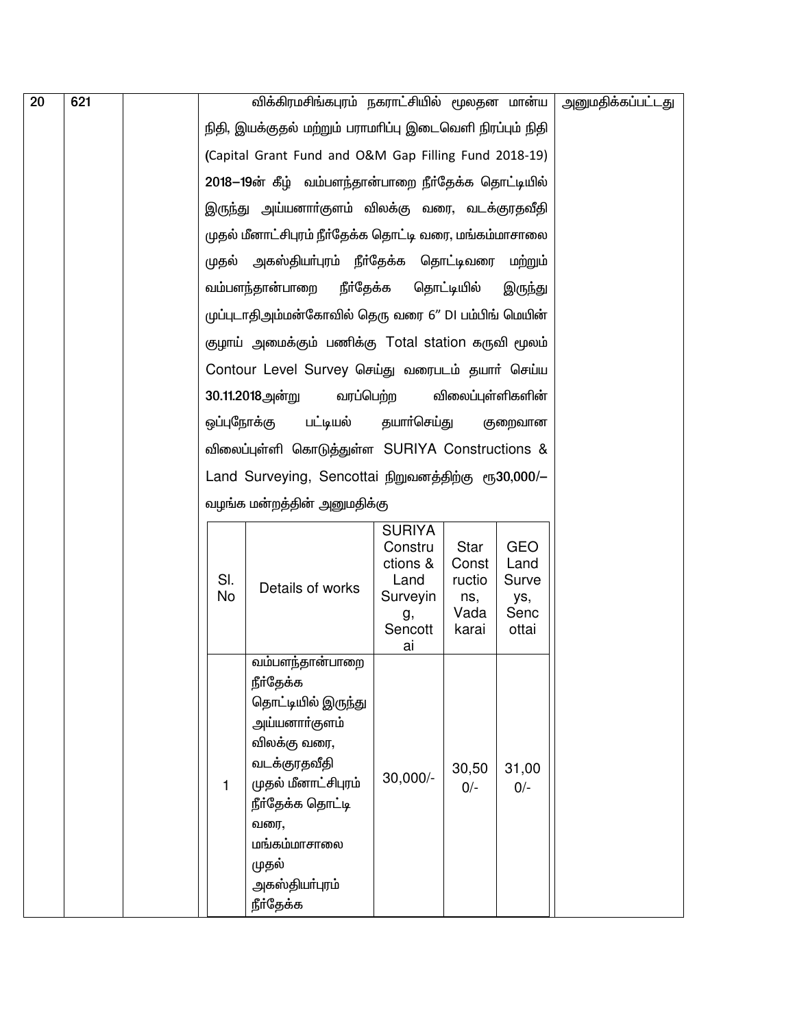| 20 | 621 | | விக்கிரமசிங்கபுரம் நகராட்சியில் மூலதன மான்ய நிதி, இயக்குதல் மற்றும் பராமரிப்பு இடைவெளி நிரப்பும் நிதி (Capital Grant Fund and O&M Gap Filling Fund 2018-19) **2018–19**ன் கீழ் வம்பளந்தான்பாறை நீர்தேக்க தொட்டியில் இருந்து அய்யனார்குளம் விலக்கு வரை, வடக்குரதவீதி முதல் மீனாட்சிபுரம் நீர்தேக்க தொட்டி வரை, மங்கம்மாசாலை முதல் அகஸ்தியார்புரம் நீர்தேக்க தொட்டிவரை மற்றும் வம்பளந்தான்பாறை நீர்தேக்க தொட்டியில் இருந்து முப்புடாதிஅம்மன்கோவில் தெரு வரை 6" DI பம்பிங் மெயின் குழாய் அமைக்கும் பணிக்கு Total station கருவி மூலம் Contour Level Survey செய்து வரைபடம் தயார் செய்ய **30.11.2018**அன்று வரப்பெற்ற விலைப்புள்ளிகளின் ஒப்புநோக்கு பட்டியல் தயார்செய்து குறைவான விலைப்புள்ளி கொடுத்துள்ள SURIYA Constructions & Land Surveying, Sencottai நிறுவனத்திற்கு ரூ**30,000/–** வழங்க மன்றத்தின் அனுமதிக்கு | அனுமதிக்கப்பட்டது |
|---|---|---|---|---|

| Sl. No | Details of works | SURIYA Constructions & Land Surveying, Sencottai | Star Constructions, Vadakarai | GEO Land Surveys, Sencottai |
|---|---|---|---|---|
| 1 | வம்பளந்தான்பாறை நீர்தேக்க தொட்டியில் இருந்து அய்யனார்குளம் விலக்கு வரை, வடக்குரதவீதி முதல் மீனாட்சிபுரம் நீர்தேக்க தொட்டி வரை, மங்கம்மாசாலை முதல் அகஸ்தியார்புரம் நீர்தேக்க | 30,000/- | 30,500/- | 31,000/- |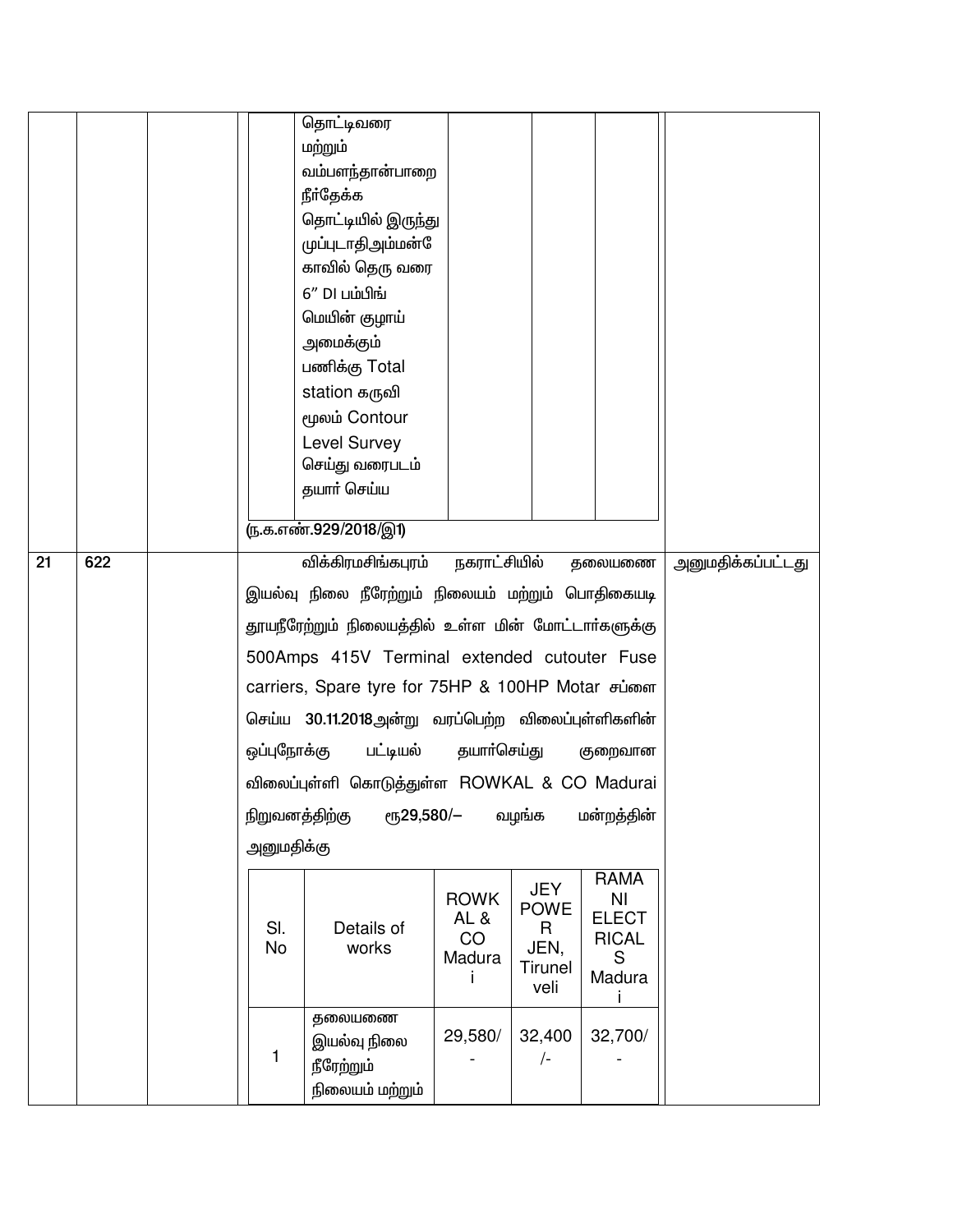| | | | | | | | |
|---|---|---|---|---|---|---|---|
| | | | | தொட்டிவரை மற்றும் வம்பளந்தான்பாறை நீர்தேக்க தொட்டியில் இருந்து முப்புடாதிஅம்மன்கோவில் தெரு வரை 6" DI பம்பிங் மெயின் குழாய் அமைக்கும் பணிக்கு Total station கருவி மூலம் Contour Level Survey செய்து வரைபடம் தயார் செய்ய | | | | |

(ந.க.எண்.929/2018/இ1)

| 21 | 622 | | | |
|---|---|---|---|---|

விக்கிரமசிங்கபுரம் நகராட்சியில் தலையணை இயல்வு நிலை நீரேற்றும் நிலையம் மற்றும் பொதிகையடி தூயநீரேற்றும் நிலையத்தில் உள்ள மின் மோட்டார்களுக்கு 500Amps 415V Terminal extended cutouter Fuse carriers, Spare tyre for 75HP & 100HP Motar சப்ளை செய்ய **30.11.2018**அன்று வரப்பெற்ற விலைப்புள்ளிகளின் ஒப்புநோக்கு பட்டியல் தயார்செய்து குறைவான விலைப்புள்ளி கொடுத்துள்ள ROWKAL & CO Madurai நிறுவனத்திற்கு **ரூ29,580/–** வழங்க மன்றத்தின் அனுமதிக்கு

அனுமதிக்கப்பட்டது

| Sl. No | Details of works | ROWKAL & CO Madurai | JEY POWER JEN, Tirunelveli | RAMANI ELECTRICALS Madurai |
|---|---|---|---|---|
| 1 | தலையணை இயல்வு நிலை நீரேற்றும் நிலையம் மற்றும் | 29,580/- | 32,400/- | 32,700/- |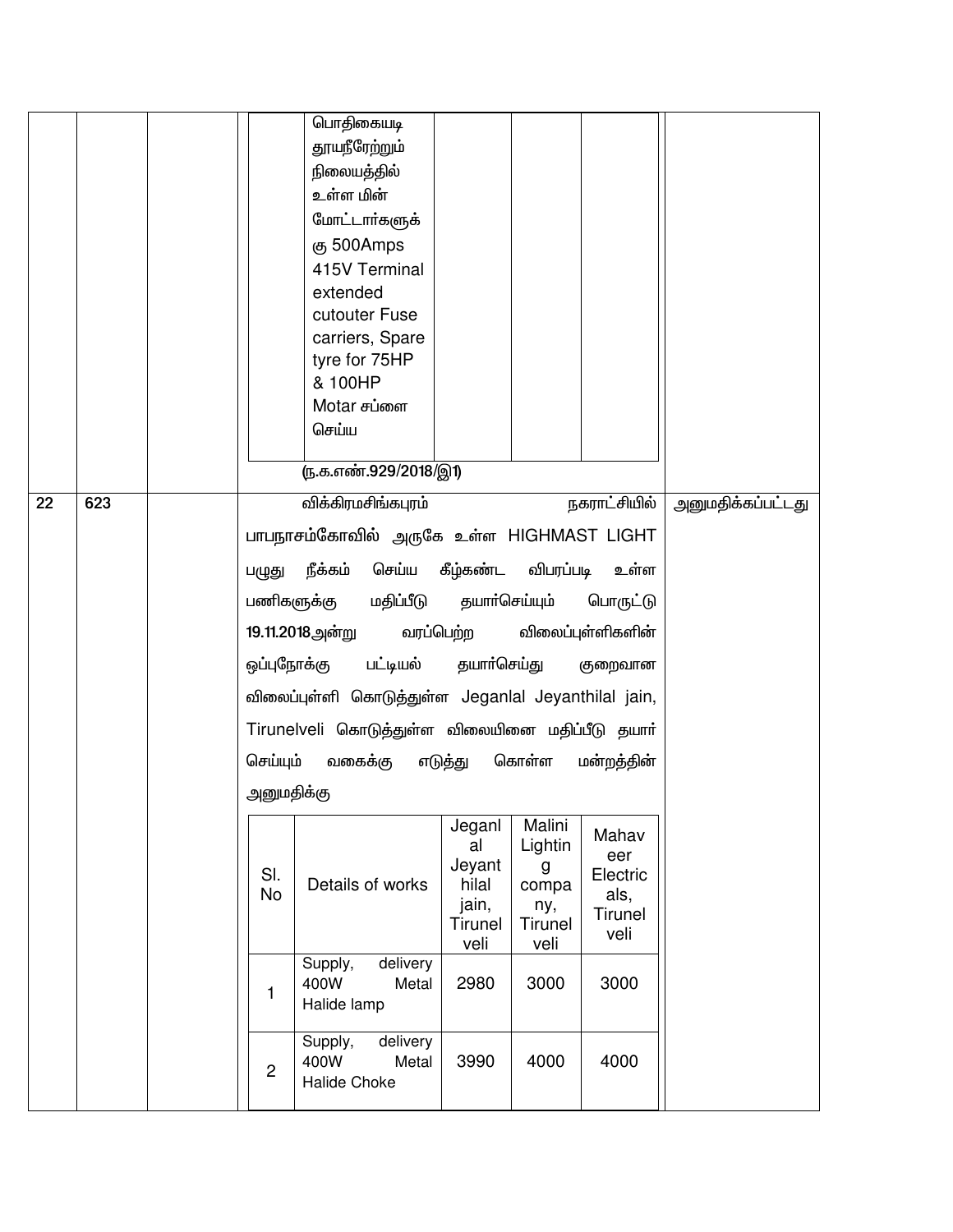| | | | | |
|---|---|---|---|---|
| | | | பொதிகையடி தூயநீரேற்றும் நிலையத்தில் உள்ள மின் மோட்டார்களுக்கு 500Amps 415V Terminal extended cutouter Fuse carriers, Spare tyre for 75HP & 100HP Motar சப்ளை செய்ய<br><br>(ந.க.எண்.929/2018/இ1) | |
| 22 | 623 | | விக்கிரமசிங்கபுரம் நகராட்சியில் பாபநாசம்கோவில் அருகே உள்ள HIGHMAST LIGHT பழுது நீக்கம் செய்ய கீழ்கண்ட விபரப்படி உள்ள பணிகளுக்கு மதிப்பீடு தயார்செய்யும் பொருட்டு **19.11.2018**அன்று வரப்பெற்ற விலைப்புள்ளிகளின் ஒப்புநோக்கு பட்டியல் தயார்செய்து குறைவான விலைப்புள்ளி கொடுத்துள்ள Jeganlal Jeyanthilal jain, Tirunelveli கொடுத்துள்ள விலையினை மதிப்பீடு தயார் செய்யும் வகைக்கு எடுத்து கொள்ள மன்றத்தின் அனுமதிக்கு | அனுமதிக்கப்பட்டது |

| Sl. No | Details of works | Jeganlal Jeyanthilal jain, Tirunelveli | Malini Lighting company, Tirunelveli | Mahaveer Electricals, Tirunelveli |
|---|---|---|---|---|
| 1 | Supply, delivery 400W Metal Halide lamp | 2980 | 3000 | 3000 |
| 2 | Supply, delivery 400W Metal Halide Choke | 3990 | 4000 | 4000 |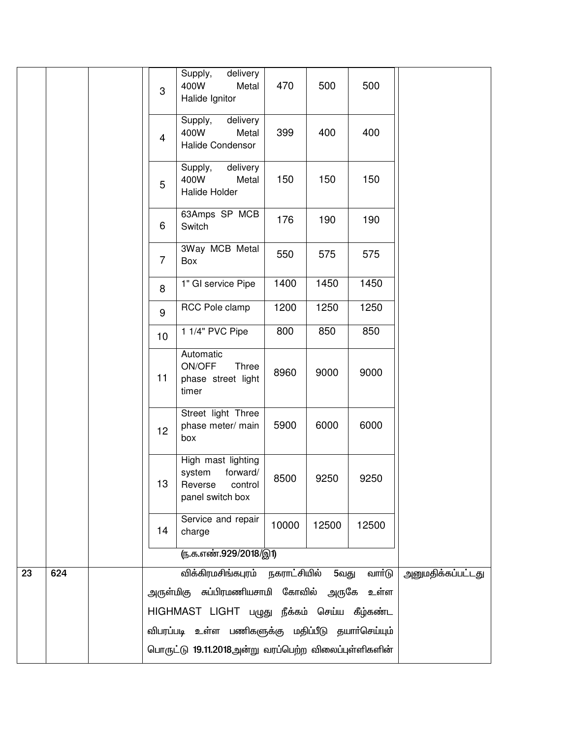| | | | | | | | | |
|---|---|---|---|---|---|---|---|---|
| | | | 3 | Supply, delivery 400W Metal Halide Ignitor | 470 | 500 | 500 | |
| | | | 4 | Supply, delivery 400W Metal Halide Condensor | 399 | 400 | 400 | |
| | | | 5 | Supply, delivery 400W Metal Halide Holder | 150 | 150 | 150 | |
| | | | 6 | 63Amps SP MCB Switch | 176 | 190 | 190 | |
| | | | 7 | 3Way MCB Metal Box | 550 | 575 | 575 | |
| | | | 8 | 1" GI service Pipe | 1400 | 1450 | 1450 | |
| | | | 9 | RCC Pole clamp | 1200 | 1250 | 1250 | |
| | | | 10 | 1 1/4" PVC Pipe | 800 | 850 | 850 | |
| | | | 11 | Automatic ON/OFF Three phase street light timer | 8960 | 9000 | 9000 | |
| | | | 12 | Street light Three phase meter/ main box | 5900 | 6000 | 6000 | |
| | | | 13 | High mast lighting system forward/ Reverse control panel switch box | 8500 | 9250 | 9250 | |
| | | | 14 | Service and repair charge | 10000 | 12500 | 12500 | |
| | | | | **(ந.க.எண்.929/2018/இ1)** | | | | |
| 23 | 624 | | | விக்கிரமசிங்கபுரம் நகராட்சியில் 5வது வார்டு அருள்மிகு சுப்பிரமணியசாமி கோவில் அருகே உள்ள HIGHMAST LIGHT பழுது நீக்கம் செய்ய கீழ்கண்ட விபரப்படி உள்ள பணிகளுக்கு மதிப்பீடு தயார்செய்யும் பொருட்டு **19.11.2018**அன்று வரப்பெற்ற விலைப்புள்ளிகளின் | | | | அனுமதிக்கப்பட்டது |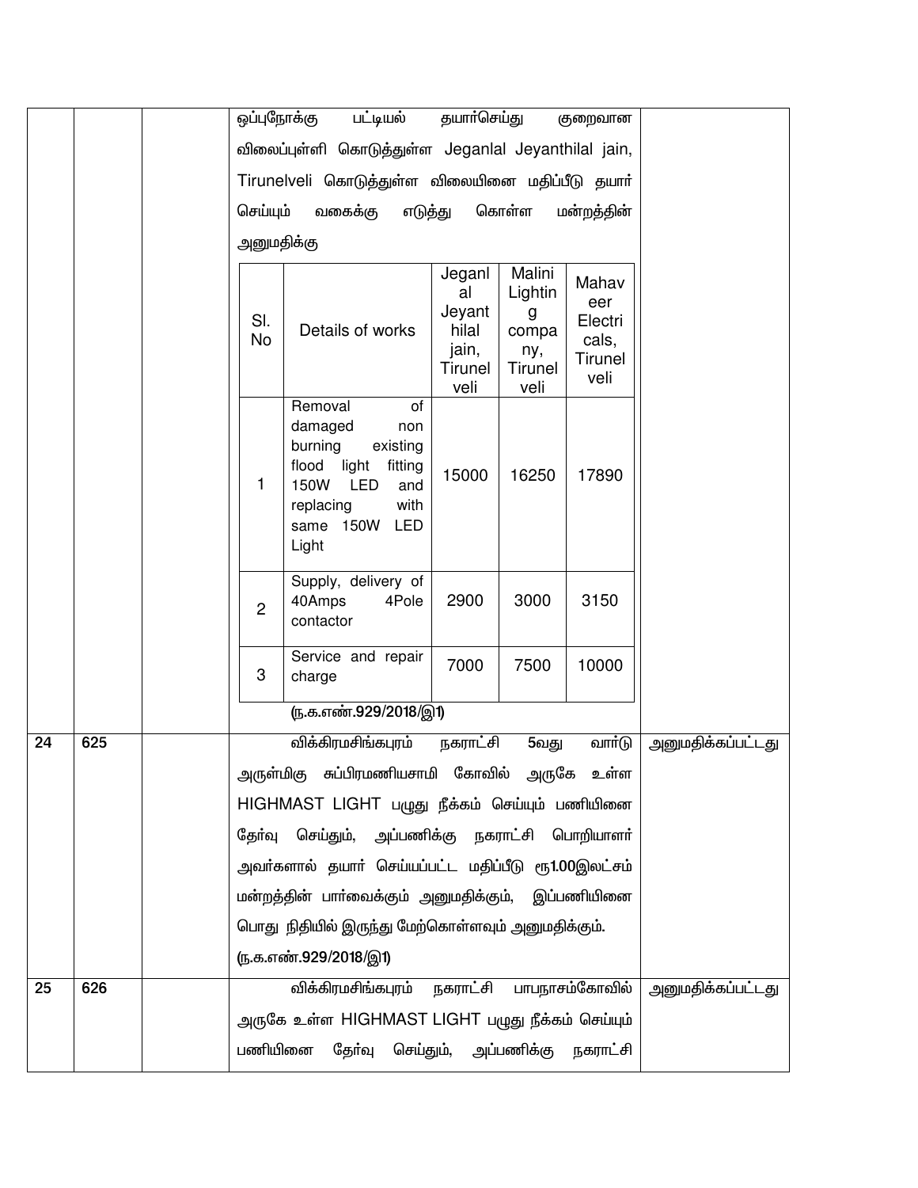| | | | ஒப்புநோக்கு பட்டியல் தயார்செய்து குறைவான விலைப்புள்ளி கொடுத்துள்ள Jeganlal Jeyanthilal jain, Tirunelveli கொடுத்துள்ள விலையினை மதிப்பீடு தயார் செய்யும் வகைக்கு எடுத்து கொள்ள மன்றத்தின் அனுமதிக்கு | |
|---|---|---|---|---|

| Sl. No | Details of works | Jeganlal Jeyanthilal jain, Tirunelveli | Malini Lighting company, Tirunelveli | Mahaveer Electricals, Tirunelveli |
|---|---|---|---|---|
| 1 | Removal of damaged non burning existing flood light fitting 150W LED and replacing with same 150W LED Light | 15000 | 16250 | 17890 |
| 2 | Supply, delivery of 40Amps 4Pole contactor | 2900 | 3000 | 3150 |
| 3 | Service and repair charge | 7000 | 7500 | 10000 |

(ந.க.எண்.929/2018/இ1)

| | | | | |
|---|---|---|---|---|
| 24 | 625 | | விக்கிரமசிங்கபுரம் நகராட்சி 5வது வார்டு அருள்மிகு சுப்பிரமணியசாமி கோவில் அருகே உள்ள HIGHMAST LIGHT பழுது நீக்கம் செய்யும் பணியினை தேர்வு செய்தும், அப்பணிக்கு நகராட்சி பொறியாளர் அவர்களால் தயார் செய்யப்பட்ட மதிப்பீடு ரூ1.00இலட்சம் மன்றத்தின் பார்வைக்கும் அனுமதிக்கும், இப்பணியினை பொது நிதியில் இருந்து மேற்கொள்ளவும் அனுமதிக்கும். (ந.க.எண்.929/2018/இ1) | அனுமதிக்கப்பட்டது |
| 25 | 626 | | விக்கிரமசிங்கபுரம் நகராட்சி பாபநாசம்கோவில் அருகே உள்ள HIGHMAST LIGHT பழுது நீக்கம் செய்யும் பணியினை தேர்வு செய்தும், அப்பணிக்கு நகராட்சி | அனுமதிக்கப்பட்டது |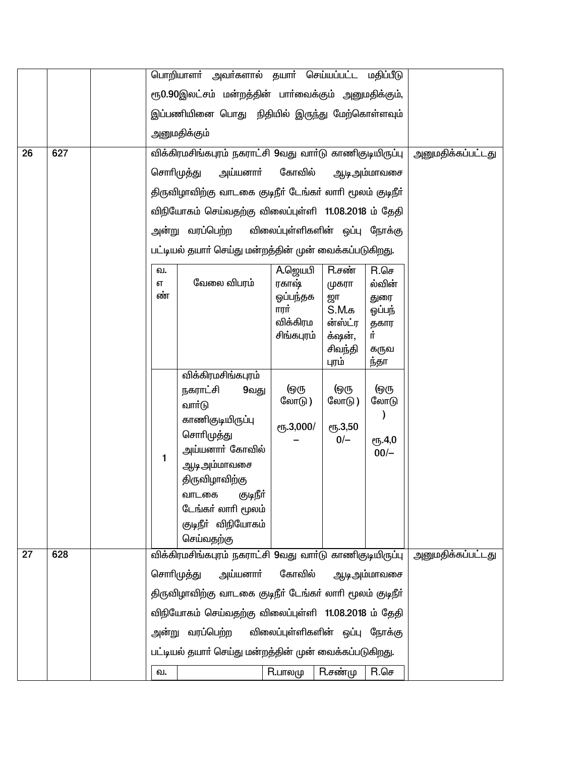| | | | | |
|---|---|---|---|---|
| | | | பொறியாளர் அவர்களால் தயார் செய்யப்பட்ட மதிப்பீடு ரூ0.90இலட்சம் மன்றத்தின் பார்வைக்கும் அனுமதிக்கும், இப்பணியினை பொது நிதியில் இருந்து மேற்கொள்ளவும் அனுமதிக்கும் | |
| 26 | 627 | | விக்கிரமசிங்கபுரம் நகராட்சி 9வது வார்டு காணிகுடியிருப்பு சொரிமுத்து அய்யனார் கோவில் ஆடிஅம்மாவசை திருவிழாவிற்கு வாடகை குடிநீர் டேங்கர் லாரி மூலம் குடிநீர் விநியோகம் செய்வதற்கு விலைப்புள்ளி 11.08.2018 ம் தேதி அன்று வரப்பெற்ற விலைப்புள்ளிகளின் ஒப்பு நோக்கு பட்டியல் தயார் செய்து மன்றத்தின் முன் வைக்கப்படுகிறது. | அனுமதிக்கப்பட்டது |

| வ.எண் | வேலை விபரம் | A.ஜெயபிரகாஷ் ஒப்பந்தகாரர் விக்கிரமசிங்கபுரம் | R.சண்முகராஜா S.M.கன்ஸ்ட்ரக்ஷன், சிவந்திபுரம் | R.செல்வின் துரை ஒப்பந்தகாரர் கருவந்தா |
|---|---|---|---|---|
| 1 | விக்கிரமசிங்கபுரம் நகராட்சி 9வது வார்டு காணிகுடியிருப்பு சொரிமுத்து அய்யனார் கோவில் ஆடிஅம்மாவசை திருவிழாவிற்கு வாடகை குடிநீர் டேங்கர் லாரி மூலம் குடிநீர் விநியோகம் செய்வதற்கு | (ஒரு லோடு) ரூ.3,000/– | (ஒரு லோடு) ரூ.3,500/– | (ஒரு லோடு) ரூ.4,000/– |

| | | | | |
|---|---|---|---|---|
| 27 | 628 | | விக்கிரமசிங்கபுரம் நகராட்சி 9வது வார்டு காணிகுடியிருப்பு சொரிமுத்து அய்யனார் கோவில் ஆடிஅம்மாவசை திருவிழாவிற்கு வாடகை குடிநீர் டேங்கர் லாரி மூலம் குடிநீர் விநியோகம் செய்வதற்கு விலைப்புள்ளி 11.08.2018 ம் தேதி அன்று வரப்பெற்ற விலைப்புள்ளிகளின் ஒப்பு நோக்கு பட்டியல் தயார் செய்து மன்றத்தின் முன் வைக்கப்படுகிறது. | அனுமதிக்கப்பட்டது |

| வ. | | R.பாலமு | R.சண்மு | R.செ |
|---|---|---|---|---|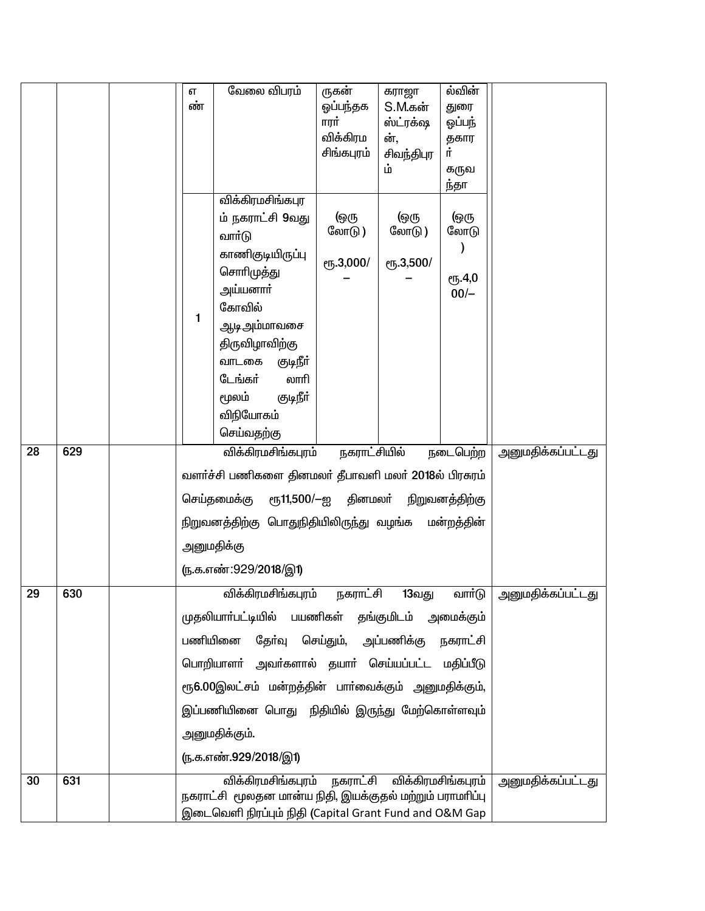| | | | | |
|---|---|---|---|---|
| | | | <table><tr><td>எண்</td><td>வேலை விபரம்</td><td>ருகன் ஒப்பந்தகாரர் விக்கிரமசிங்கபுரம்</td><td>கராஜா S.M.கன்ஸ்ட்ரக்ஷன், சிவந்திபுரம்</td><td>ல்வின் துரை ஒப்பந்தகாரர் கருவந்தா</td></tr><tr><td>1</td><td>விக்கிரமசிங்கபுரம் நகராட்சி 9வது வார்டு காணிகுடியிருப்பு சொரிமுத்து அய்யனார் கோவில் ஆடி அம்மாவசை திருவிழாவிற்கு வாடகை குடிநீர் டேங்கர் லாரி மூலம் குடிநீர் விநியோகம் செய்வதற்கு</td><td>(ஒரு லோடு ) ரூ.3,000/–</td><td>(ஒரு லோடு ) ரூ.3,500/–</td><td>(ஒரு லோடு ) ரூ.4,000/–</td></tr></table> | |
| 28 | 629 | | விக்கிரமசிங்கபுரம் நகராட்சியில் நடைபெற்ற வளர்ச்சி பணிகளை தினமலர் தீபாவளி மலர் 2018ல் பிரசுரம் செய்தமைக்கு ரூ11,500/–ஐ தினமலர் நிறுவனத்திற்கு நிறுவனத்திற்கு பொதுநிதியிலிருந்து வழங்க மன்றத்தின் அனுமதிக்கு<br>(ந.க.எண்:929/2018/இ1) | அனுமதிக்கப்பட்டது |
| 29 | 630 | | விக்கிரமசிங்கபுரம் நகராட்சி 13வது வார்டு முதலியார்பட்டியில் பயணிகள் தங்குமிடம் அமைக்கும் பணியினை தேர்வு செய்தும், அப்பணிக்கு நகராட்சி பொறியாளர் அவர்களால் தயார் செய்யப்பட்ட மதிப்பீடு ரூ6.00இலட்சம் மன்றத்தின் பார்வைக்கும் அனுமதிக்கும், இப்பணியினை பொது நிதியில் இருந்து மேற்கொள்ளவும் அனுமதிக்கும்.<br>(ந.க.எண்.929/2018/இ1) | அனுமதிக்கப்பட்டது |
| 30 | 631 | | விக்கிரமசிங்கபுரம் நகராட்சி விக்கிரமசிங்கபுரம் நகராட்சி மூலதன மான்ய நிதி, இயக்குதல் மற்றும் பராமரிப்பு இடைவெளி நிரப்பும் நிதி (Capital Grant Fund and O&M Gap | அனுமதிக்கப்பட்டது |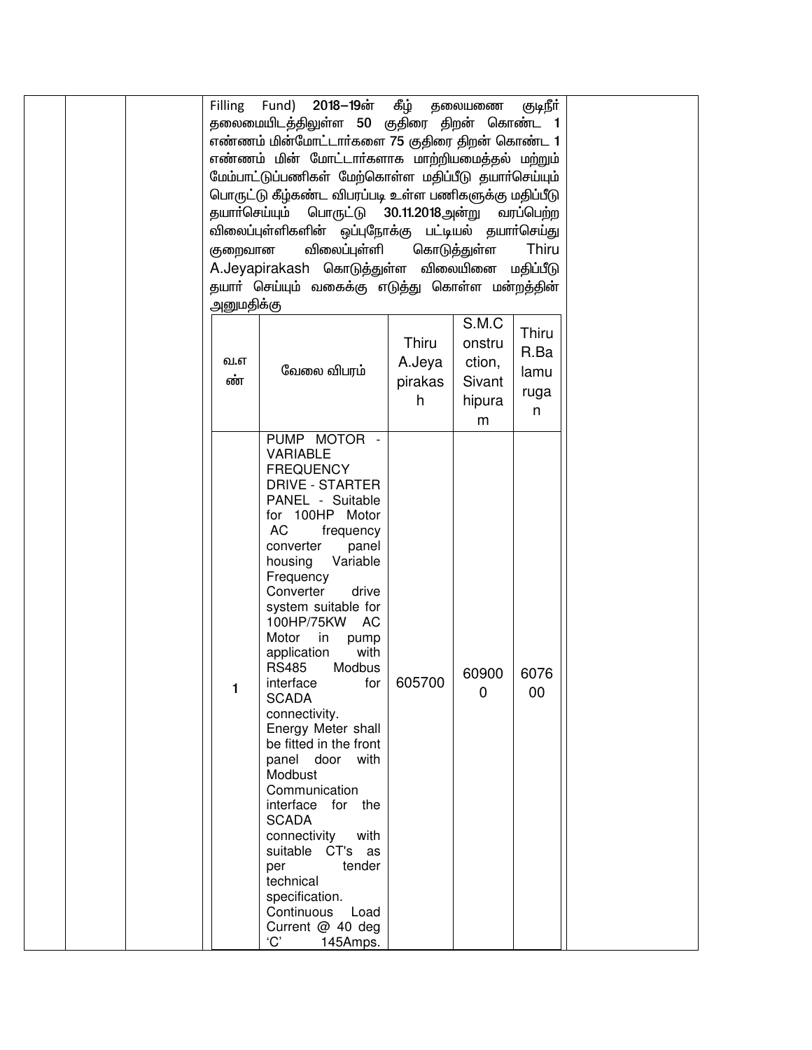Filling Fund) 2018–19ன் கீழ் தலையணை குடிநீர் தலைமையிடத்திலுள்ள 50 குதிரை திறன் கொண்ட 1 எண்ணம் மின்மோட்டார்களை 75 குதிரை திறன் கொண்ட 1 எண்ணம் மின் மோட்டார்களாக மாற்றியமைத்தல் மற்றும் மேம்பாட்டுப்பணிகள் மேற்கொள்ள மதிப்பீடு தயார்செய்யும் பொருட்டு கீழ்கண்ட விபரப்படி உள்ள பணிகளுக்கு மதிப்பீடு தயார்செய்யும் பொருட்டு 30.11.2018அன்று வரப்பெற்ற விலைப்புள்ளிகளின் ஒப்புநோக்கு பட்டியல் தயார்செய்து குறைவான விலைப்புள்ளி கொடுத்துள்ள Thiru A.Jeyapirakash கொடுத்துள்ள விலையினை மதிப்பீடு தயார் செய்யும் வகைக்கு எடுத்து கொள்ள மன்றத்தின் அனுமதிக்கு

| வ.எண் | வேலை விபரம் | Thiru A.Jeyapirakash | S.M.Construction, Sivanthipuram | Thiru R.Balamurugan |
|---|---|---|---|---|
| 1 | PUMP MOTOR - VARIABLE FREQUENCY DRIVE - STARTER PANEL - Suitable for 100HP Motor AC frequency converter panel housing Variable Frequency Converter drive system suitable for 100HP/75KW AC Motor in pump application with RS485 Modbus interface for SCADA connectivity. Energy Meter shall be fitted in the front panel door with Modbust Communication interface for the SCADA connectivity with suitable CT's as per tender technical specification. Continuous Load Current @ 40 deg 'C' 145Amps. | 605700 | 609000 | 607600 |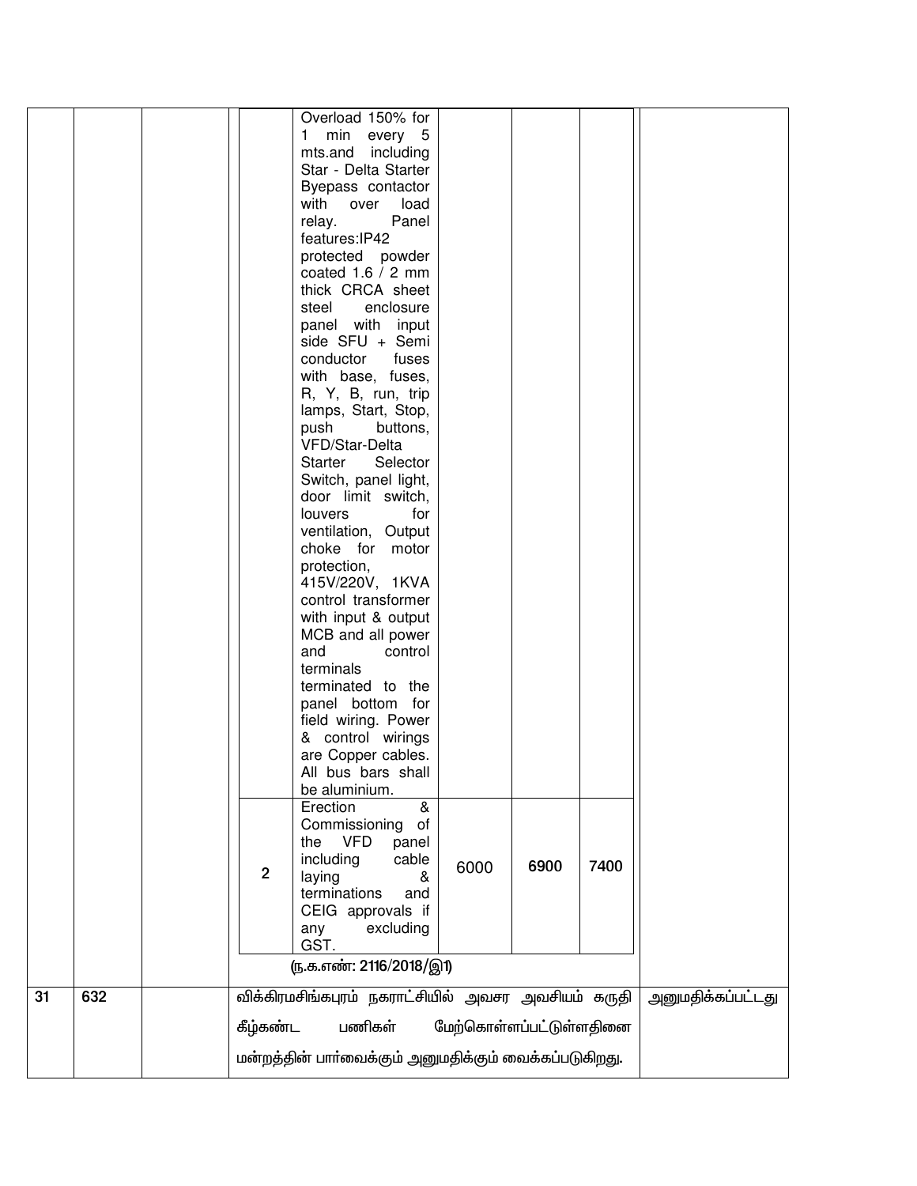| | | | | | | | | |
|---|---|---|---|---|---|---|---|---|
| | | | | Overload 150% for 1 min every 5 mts.and including Star - Delta Starter Byepass contactor with over load relay. Panel features:IP42 protected powder coated 1.6 / 2 mm thick CRCA sheet steel enclosure panel with input side SFU + Semi conductor fuses with base, fuses, R, Y, B, run, trip lamps, Start, Stop, push buttons, VFD/Star-Delta Starter Selector Switch, panel light, door limit switch, louvers for ventilation, Output choke for motor protection, 415V/220V, 1KVA control transformer with input & output MCB and all power and control terminals terminated to the panel bottom for field wiring. Power & control wirings are Copper cables. All bus bars shall be aluminium. | | | | |
| | | | 2 | Erection & Commissioning of the VFD panel including cable laying & terminations and CEIG approvals if any excluding GST. | 6000 | 6900 | 7400 | |
| | | | (ந.க.எண்: 2116/2018/இ1) | | | | | |
| 31 | 632 | | விக்கிரமசிங்கபுரம் நகராட்சியில் அவசர அவசியம் கருதி கீழ்கண்ட பணிகள் மேற்கொள்ளப்பட்டுள்ளதினை மன்றத்தின் பார்வைக்கும் அனுமதிக்கும் வைக்கப்படுகிறது. | | | | | அனுமதிக்கப்பட்டது |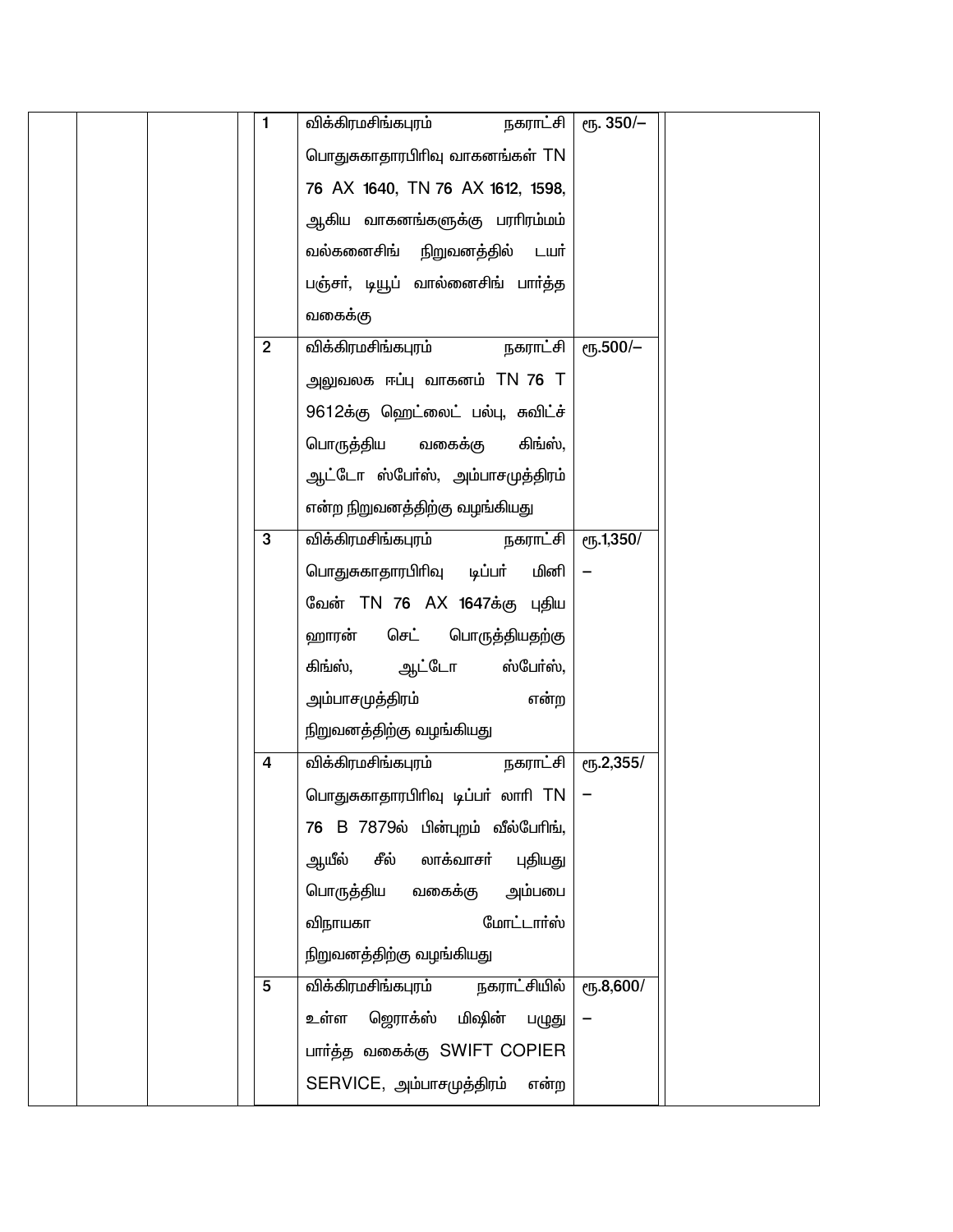| | | | | | | |
|---|---|---|---|---|---|---|
| | | | 1 | விக்கிரமசிங்கபுரம் நகராட்சி பொதுசுகாதாரபிரிவு வாகனங்கள் TN 76 AX 1640, TN 76 AX 1612, 1598, ஆகிய வாகனங்களுக்கு பரரிரம்மம் வல்கனைசிங் நிறுவனத்தில் டயர் பஞ்சர், டியூப் வால்னைசிங் பார்த்த வகைக்கு | ரூ. 350/– | |
| | | | 2 | விக்கிரமசிங்கபுரம் நகராட்சி அலுவலக ஈப்பு வாகனம் TN 76 T 9612க்கு ஹெட்லைட் பல்பு, சுவிட்ச் பொருத்திய வகைக்கு கிங்ஸ், ஆட்டோ ஸ்பேர்ஸ், அம்பாசமுத்திரம் என்ற நிறுவனத்திற்கு வழங்கியது | ரூ.500/– | |
| | | | 3 | விக்கிரமசிங்கபுரம் நகராட்சி பொதுசுகாதாரபிரிவு டிப்பர் மினி வேன் TN 76 AX 1647க்கு புதிய ஹாரன் செட் பொருத்தியதற்கு கிங்ஸ், ஆட்டோ ஸ்பேர்ஸ், அம்பாசமுத்திரம் என்ற நிறுவனத்திற்கு வழங்கியது | ரூ.1,350/ – | |
| | | | 4 | விக்கிரமசிங்கபுரம் நகராட்சி பொதுசுகாதாரபிரிவு டிப்பர் லாரி TN 76 B 7879ல் பின்புறம் வீல்பேரிங், ஆயீல் சீல் லாக்வாசர் புதியது பொருத்திய வகைக்கு அம்பபை விநாயகா மோட்டார்ஸ் நிறுவனத்திற்கு வழங்கியது | ரூ.2,355/ – | |
| | | | 5 | விக்கிரமசிங்கபுரம் நகராட்சியில் உள்ள ஜெராக்ஸ் மிஷின் பழுது பார்த்த வகைக்கு SWIFT COPIER SERVICE, அம்பாசமுத்திரம் என்ற | ரூ.8,600/ – | |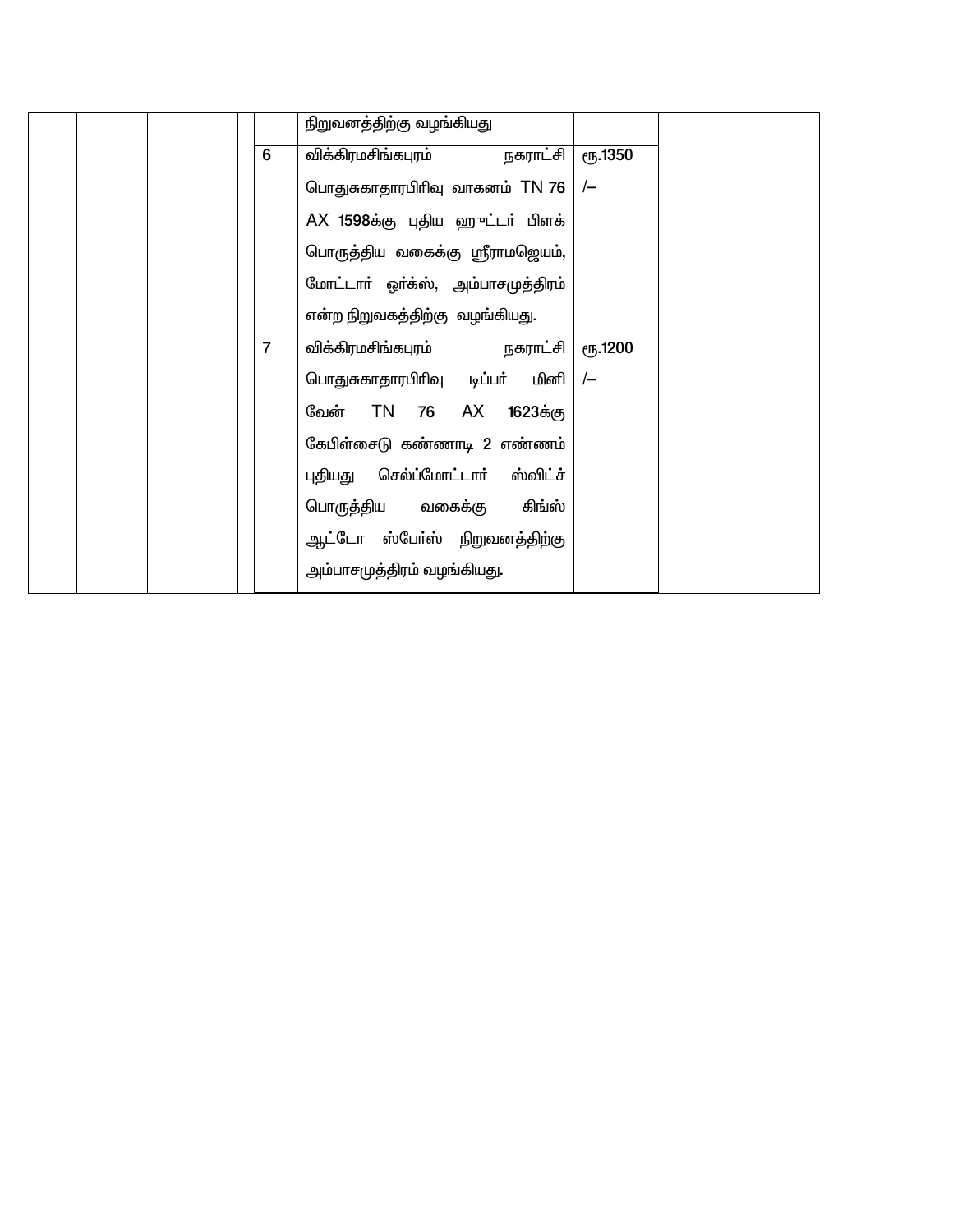| | | | | | | | |
|---|---|---|---|---|---|---|---|
| | | | | | நிறுவனத்திற்கு வழங்கியது | | |
| | | | | 6 | விக்கிரமசிங்கபுரம் நகராட்சி பொதுசுகாதாரபிரிவு வாகனம் TN 76 AX 1598க்கு புதிய ஹூட்டர் பிளக் பொருத்திய வகைக்கு ஸ்ரீராமஜெயம், மோட்டார் ஒர்க்ஸ், அம்பாசமுத்திரம் என்ற நிறுவகத்திற்கு வழங்கியது. | ரூ.1350 /– | |
| | | | | 7 | விக்கிரமசிங்கபுரம் நகராட்சி பொதுசுகாதாரபிரிவு டிப்பர் மினி வேன் TN 76 AX 1623க்கு கேபிள்சைடு கண்ணாடி 2 எண்ணம் புதியது செல்ப்மோட்டார் ஸ்விட்ச் பொருத்திய வகைக்கு கிங்ஸ் ஆட்டோ ஸ்பேர்ஸ் நிறுவனத்திற்கு அம்பாசமுத்திரம் வழங்கியது. | ரூ.1200 /– | |